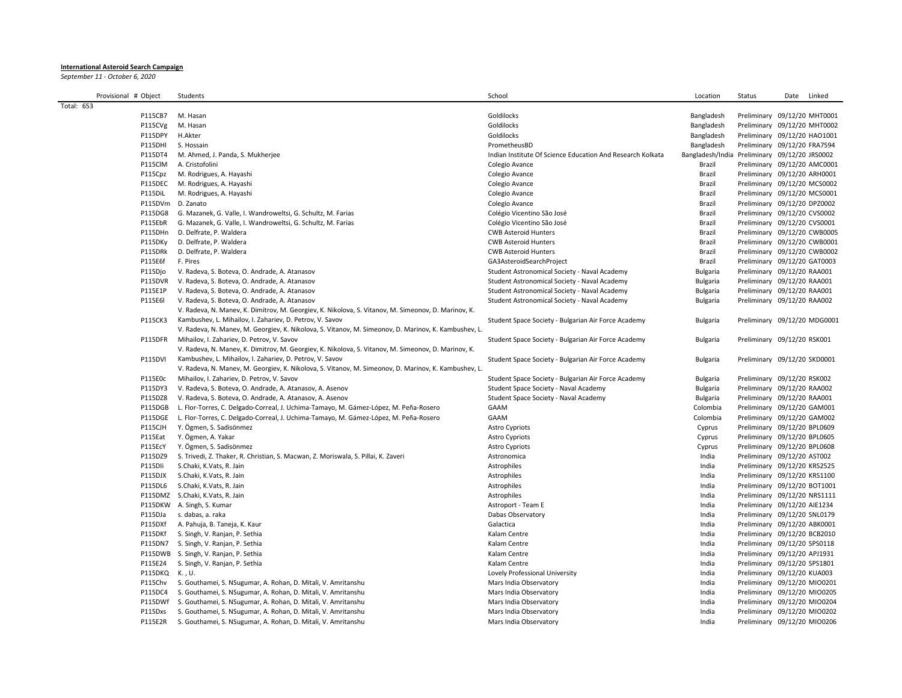**International Asteroid Search Campaign**

*September 11 - October 6, 2020*

| Provisional # | Object | Students | School | Location | Status | Date | Linked |
|---|---|---|---|---|---|---|---|
| Total: 653 | | | | | | | |
| | P115CB7 | M. Hasan | Goldilocks | Bangladesh | Preliminary | 09/12/20 | MHT0001 |
| | P115CVg | M. Hasan | Goldilocks | Bangladesh | Preliminary | 09/12/20 | MHT0002 |
| | P115DPY | H.Akter | Goldilocks | Bangladesh | Preliminary | 09/12/20 | HAO1001 |
| | P115DHl | S. Hossain | PrometheusBD | Bangladesh | Preliminary | 09/12/20 | FRA7594 |
| | P115DT4 | M. Ahmed, J. Panda, S. Mukherjee | Indian Institute Of Science Education And Research Kolkata | Bangladesh/India | Preliminary | 09/12/20 | JRS0002 |
| | P115ClM | A. Cristofolini | Colegio Avance | Brazil | Preliminary | 09/12/20 | AMC0001 |
| | P115Cpz | M. Rodrigues, A. Hayashi | Colegio Avance | Brazil | Preliminary | 09/12/20 | ARH0001 |
| | P115DEC | M. Rodrigues, A. Hayashi | Colegio Avance | Brazil | Preliminary | 09/12/20 | MCS0002 |
| | P115DiL | M. Rodrigues, A. Hayashi | Colegio Avance | Brazil | Preliminary | 09/12/20 | MCS0001 |
| | P115DVm | D. Zanato | Colegio Avance | Brazil | Preliminary | 09/12/20 | DPZ0002 |
| | P115DG8 | G. Mazanek, G. Valle, I. Wandroweltsi, G. Schultz, M. Farias | Colégio Vicentino São José | Brazil | Preliminary | 09/12/20 | CVS0002 |
| | P115EbR | G. Mazanek, G. Valle, I. Wandroweltsi, G. Schultz, M. Farias | Colégio Vicentino São José | Brazil | Preliminary | 09/12/20 | CVS0001 |
| | P115DHn | D. Delfrate, P. Waldera | CWB Asteroid Hunters | Brazil | Preliminary | 09/12/20 | CWB0005 |
| | P115DKy | D. Delfrate, P. Waldera | CWB Asteroid Hunters | Brazil | Preliminary | 09/12/20 | CWB0001 |
| | P115DRk | D. Delfrate, P. Waldera | CWB Asteroid Hunters | Brazil | Preliminary | 09/12/20 | CWB0002 |
| | P115E6f | F. Pires | GA3AsteroidSearchProject | Brazil | Preliminary | 09/12/20 | GAT0003 |
| | P115Djo | V. Radeva, S. Boteva, O. Andrade, A. Atanasov | Student Astronomical Society - Naval Academy | Bulgaria | Preliminary | 09/12/20 | RAA001 |
| | P115DVR | V. Radeva, S. Boteva, O. Andrade, A. Atanasov | Student Astronomical Society - Naval Academy | Bulgaria | Preliminary | 09/12/20 | RAA001 |
| | P115E1P | V. Radeva, S. Boteva, O. Andrade, A. Atanasov | Student Astronomical Society - Naval Academy | Bulgaria | Preliminary | 09/12/20 | RAA001 |
| | P115E6l | V. Radeva, S. Boteva, O. Andrade, A. Atanasov | Student Astronomical Society - Naval Academy | Bulgaria | Preliminary | 09/12/20 | RAA002 |
| | P115CK3 | V. Radeva, N. Manev, K. Dimitrov, M. Georgiev, K. Nikolova, S. Vitanov, M. Simeonov, D. Marinov, K. Kambushev, L. Mihailov, I. Zahariev, D. Petrov, V. Savov | Student Space Society - Bulgarian Air Force Academy | Bulgaria | Preliminary | 09/12/20 | MDG0001 |
| | P115DFR | V. Radeva, N. Manev, M. Georgiev, K. Nikolova, S. Vitanov, M. Simeonov, D. Marinov, K. Kambushev, L. Mihailov, I. Zahariev, D. Petrov, V. Savov | Student Space Society - Bulgarian Air Force Academy | Bulgaria | Preliminary | 09/12/20 | RSK001 |
| | P115DVl | V. Radeva, N. Manev, K. Dimitrov, M. Georgiev, K. Nikolova, S. Vitanov, M. Simeonov, D. Marinov, K. Kambushev, L. Mihailov, I. Zahariev, D. Petrov, V. Savov | Student Space Society - Bulgarian Air Force Academy | Bulgaria | Preliminary | 09/12/20 | SKD0001 |
| | P115E0c | V. Radeva, N. Manev, M. Georgiev, K. Nikolova, S. Vitanov, M. Simeonov, D. Marinov, K. Kambushev, L. Mihailov, I. Zahariev, D. Petrov, V. Savov | Student Space Society - Bulgarian Air Force Academy | Bulgaria | Preliminary | 09/12/20 | RSK002 |
| | P115DY3 | V. Radeva, S. Boteva, O. Andrade, A. Atanasov, A. Asenov | Student Space Society - Naval Academy | Bulgaria | Preliminary | 09/12/20 | RAA002 |
| | P115DZ8 | V. Radeva, S. Boteva, O. Andrade, A. Atanasov, A. Asenov | Student Space Society - Naval Academy | Bulgaria | Preliminary | 09/12/20 | RAA001 |
| | P115DGB | L. Flor-Torres, C. Delgado-Correal, J. Uchima-Tamayo, M. Gámez-López, M. Peña-Rosero | GAAM | Colombia | Preliminary | 09/12/20 | GAM001 |
| | P115DGE | L. Flor-Torres, C. Delgado-Correal, J. Uchima-Tamayo, M. Gámez-López, M. Peña-Rosero | GAAM | Colombia | Preliminary | 09/12/20 | GAM002 |
| | P115CJH | Y. Ögmen, S. Sadisönmez | Astro Cypriots | Cyprus | Preliminary | 09/12/20 | BPL0609 |
| | P115Eat | Y. Ögmen, A. Yakar | Astro Cypriots | Cyprus | Preliminary | 09/12/20 | BPL0605 |
| | P115EcY | Y. Ögmen, S. Sadisönmez | Astro Cypriots | Cyprus | Preliminary | 09/12/20 | BPL0608 |
| | P115DZ9 | S. Trivedi, Z. Thaker, R. Christian, S. Macwan, Z. Moriswala, S. Pillai, K. Zaveri | Astronomica | India | Preliminary | 09/12/20 | AST002 |
| | P115Dli | S.Chaki, K.Vats, R. Jain | Astrophiles | India | Preliminary | 09/12/20 | KRS2525 |
| | P115DJX | S.Chaki, K.Vats, R. Jain | Astrophiles | India | Preliminary | 09/12/20 | KRS1100 |
| | P115DL6 | S.Chaki, K.Vats, R. Jain | Astrophiles | India | Preliminary | 09/12/20 | BOT1001 |
| | P115DMZ | S.Chaki, K.Vats, R. Jain | Astrophiles | India | Preliminary | 09/12/20 | NRS1111 |
| | P115DKW | A. Singh, S. Kumar | Astroport - Team E | India | Preliminary | 09/12/20 | AIE1234 |
| | P115DJa | s. dabas, a. raka | Dabas Observatory | India | Preliminary | 09/12/20 | SNL0179 |
| | P115DXf | A. Pahuja, B. Taneja, K. Kaur | Galactica | India | Preliminary | 09/12/20 | ABK0001 |
| | P115DKf | S. Singh, V. Ranjan, P. Sethia | Kalam Centre | India | Preliminary | 09/12/20 | BCB2010 |
| | P115DN7 | S. Singh, V. Ranjan, P. Sethia | Kalam Centre | India | Preliminary | 09/12/20 | SPS0118 |
| | P115DWB | S. Singh, V. Ranjan, P. Sethia | Kalam Centre | India | Preliminary | 09/12/20 | APJ1931 |
| | P115E24 | S. Singh, V. Ranjan, P. Sethia | Kalam Centre | India | Preliminary | 09/12/20 | SPS1801 |
| | P115DKQ | K. , U. | Lovely Professional University | India | Preliminary | 09/12/20 | KUA003 |
| | P115Chv | S. Gouthamei, S. NSugumar, A. Rohan, D. Mitali, V. Amritanshu | Mars India Observatory | India | Preliminary | 09/12/20 | MIO0201 |
| | P115DC4 | S. Gouthamei, S. NSugumar, A. Rohan, D. Mitali, V. Amritanshu | Mars India Observatory | India | Preliminary | 09/12/20 | MIO0205 |
| | P115DWf | S. Gouthamei, S. NSugumar, A. Rohan, D. Mitali, V. Amritanshu | Mars India Observatory | India | Preliminary | 09/12/20 | MIO0204 |
| | P115Dxs | S. Gouthamei, S. NSugumar, A. Rohan, D. Mitali, V. Amritanshu | Mars India Observatory | India | Preliminary | 09/12/20 | MIO0202 |
| | P115E2R | S. Gouthamei, S. NSugumar, A. Rohan, D. Mitali, V. Amritanshu | Mars India Observatory | India | Preliminary | 09/12/20 | MIO0206 |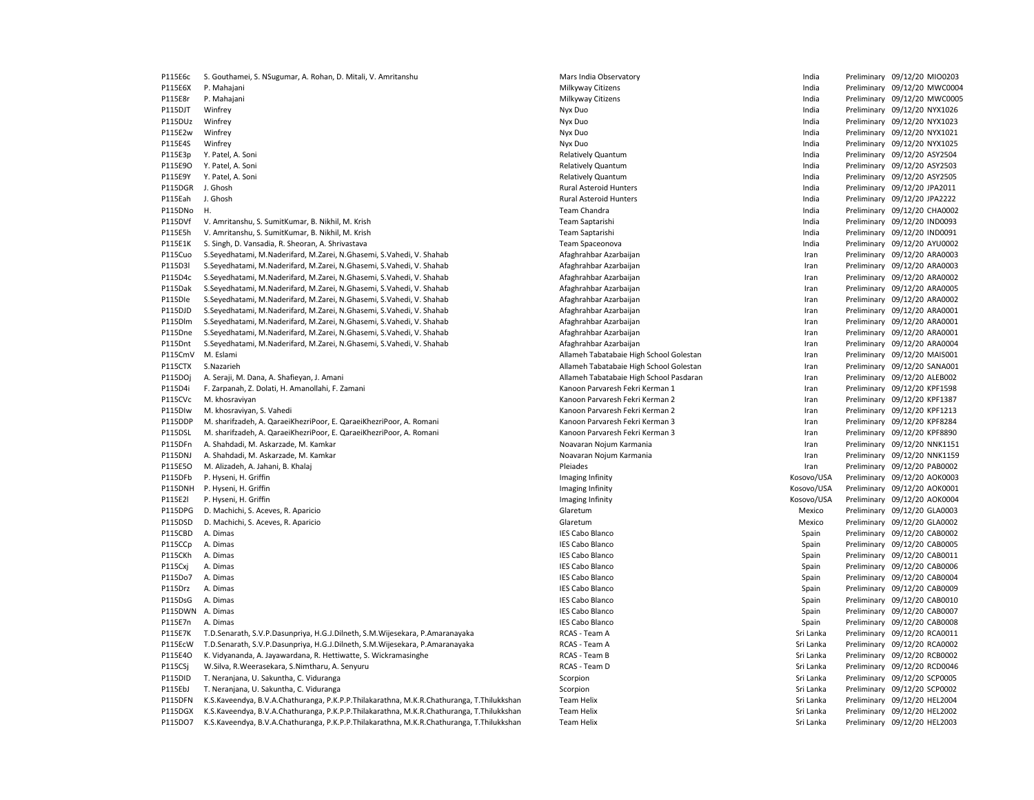| | | | | | | |
|---|---|---|---|---|---|---|
| P115E6c | S. Gouthamei, S. NSugumar, A. Rohan, D. Mitali, V. Amritanshu | Mars India Observatory | India | Preliminary | 09/12/20 | MIO0203 |
| P115E6X | P. Mahajani | Milkyway Citizens | India | Preliminary | 09/12/20 | MWC0004 |
| P115E8r | P. Mahajani | Milkyway Citizens | India | Preliminary | 09/12/20 | MWC0005 |
| P115DJT | Winfrey | Nyx Duo | India | Preliminary | 09/12/20 | NYX1026 |
| P115DUz | Winfrey | Nyx Duo | India | Preliminary | 09/12/20 | NYX1023 |
| P115E2w | Winfrey | Nyx Duo | India | Preliminary | 09/12/20 | NYX1021 |
| P115E4S | Winfrey | Nyx Duo | India | Preliminary | 09/12/20 | NYX1025 |
| P115E3p | Y. Patel, A. Soni | Relatively Quantum | India | Preliminary | 09/12/20 | ASY2504 |
| P115E9O | Y. Patel, A. Soni | Relatively Quantum | India | Preliminary | 09/12/20 | ASY2503 |
| P115E9Y | Y. Patel, A. Soni | Relatively Quantum | India | Preliminary | 09/12/20 | ASY2505 |
| P115DGR | J. Ghosh | Rural Asteroid Hunters | India | Preliminary | 09/12/20 | JPA2011 |
| P115Eah | J. Ghosh | Rural Asteroid Hunters | India | Preliminary | 09/12/20 | JPA2222 |
| P115DNo | H. | Team Chandra | India | Preliminary | 09/12/20 | CHA0002 |
| P115DVf | V. Amritanshu, S. SumitKumar, B. Nikhil, M. Krish | Team Saptarishi | India | Preliminary | 09/12/20 | IND0093 |
| P115E5h | V. Amritanshu, S. SumitKumar, B. Nikhil, M. Krish | Team Saptarishi | India | Preliminary | 09/12/20 | IND0091 |
| P115E1K | S. Singh, D. Vansadia, R. Sheoran, A. Shrivastava | Team Spaceonova | India | Preliminary | 09/12/20 | AYU0002 |
| P115Cuo | S.Seyedhatami, M.Naderifard, M.Zarei, N.Ghasemi, S.Vahedi, V. Shahab | Afaghrahbar Azarbaijan | Iran | Preliminary | 09/12/20 | ARA0003 |
| P115D3l | S.Seyedhatami, M.Naderifard, M.Zarei, N.Ghasemi, S.Vahedi, V. Shahab | Afaghrahbar Azarbaijan | Iran | Preliminary | 09/12/20 | ARA0003 |
| P115D4c | S.Seyedhatami, M.Naderifard, M.Zarei, N.Ghasemi, S.Vahedi, V. Shahab | Afaghrahbar Azarbaijan | Iran | Preliminary | 09/12/20 | ARA0002 |
| P115Dak | S.Seyedhatami, M.Naderifard, M.Zarei, N.Ghasemi, S.Vahedi, V. Shahab | Afaghrahbar Azarbaijan | Iran | Preliminary | 09/12/20 | ARA0005 |
| P115DIe | S.Seyedhatami, M.Naderifard, M.Zarei, N.Ghasemi, S.Vahedi, V. Shahab | Afaghrahbar Azarbaijan | Iran | Preliminary | 09/12/20 | ARA0002 |
| P115DJD | S.Seyedhatami, M.Naderifard, M.Zarei, N.Ghasemi, S.Vahedi, V. Shahab | Afaghrahbar Azarbaijan | Iran | Preliminary | 09/12/20 | ARA0001 |
| P115Dlm | S.Seyedhatami, M.Naderifard, M.Zarei, N.Ghasemi, S.Vahedi, V. Shahab | Afaghrahbar Azarbaijan | Iran | Preliminary | 09/12/20 | ARA0001 |
| P115Dne | S.Seyedhatami, M.Naderifard, M.Zarei, N.Ghasemi, S.Vahedi, V. Shahab | Afaghrahbar Azarbaijan | Iran | Preliminary | 09/12/20 | ARA0001 |
| P115Dnt | S.Seyedhatami, M.Naderifard, M.Zarei, N.Ghasemi, S.Vahedi, V. Shahab | Afaghrahbar Azarbaijan | Iran | Preliminary | 09/12/20 | ARA0004 |
| P115CmV | M. Eslami | Allameh Tabatabaie High School Golestan | Iran | Preliminary | 09/12/20 | MAIS001 |
| P115CTX | S.Nazarieh | Allameh Tabatabaie High School Golestan | Iran | Preliminary | 09/12/20 | SANA001 |
| P115DOj | A. Seraji, M. Dana, A. Shafieyan, J. Amani | Allameh Tabatabaie High School Pasdaran | Iran | Preliminary | 09/12/20 | ALEB002 |
| P115D4i | F. Zarpanah, Z. Dolati, H. Amanollahi, F. Zamani | Kanoon Parvaresh Fekri Kerman 1 | Iran | Preliminary | 09/12/20 | KPF1598 |
| P115CVc | M. khosraviyan | Kanoon Parvaresh Fekri Kerman 2 | Iran | Preliminary | 09/12/20 | KPF1387 |
| P115DIw | M. khosraviyan, S. Vahedi | Kanoon Parvaresh Fekri Kerman 2 | Iran | Preliminary | 09/12/20 | KPF1213 |
| P115DDP | M. sharifzadeh, A. QaraeiKhezriPoor, E. QaraeiKhezriPoor, A. Romani | Kanoon Parvaresh Fekri Kerman 3 | Iran | Preliminary | 09/12/20 | KPF8284 |
| P115DSL | M. sharifzadeh, A. QaraeiKhezriPoor, E. QaraeiKhezriPoor, A. Romani | Kanoon Parvaresh Fekri Kerman 3 | Iran | Preliminary | 09/12/20 | KPF8890 |
| P115DFn | A. Shahdadi, M. Askarzade, M. Kamkar | Noavaran Nojum Karmania | Iran | Preliminary | 09/12/20 | NNK1151 |
| P115DNJ | A. Shahdadi, M. Askarzade, M. Kamkar | Noavaran Nojum Karmania | Iran | Preliminary | 09/12/20 | NNK1159 |
| P115E5O | M. Alizadeh, A. Jahani, B. Khalaj | Pleiades | Iran | Preliminary | 09/12/20 | PAB0002 |
| P115DFb | P. Hyseni, H. Griffin | Imaging Infinity | Kosovo/USA | Preliminary | 09/12/20 | AOK0003 |
| P115DNH | P. Hyseni, H. Griffin | Imaging Infinity | Kosovo/USA | Preliminary | 09/12/20 | AOK0001 |
| P115E2l | P. Hyseni, H. Griffin | Imaging Infinity | Kosovo/USA | Preliminary | 09/12/20 | AOK0004 |
| P115DPG | D. Machichi, S. Aceves, R. Aparicio | Glaretum | Mexico | Preliminary | 09/12/20 | GLA0003 |
| P115DSD | D. Machichi, S. Aceves, R. Aparicio | Glaretum | Mexico | Preliminary | 09/12/20 | GLA0002 |
| P115CBD | A. Dimas | IES Cabo Blanco | Spain | Preliminary | 09/12/20 | CAB0002 |
| P115CCp | A. Dimas | IES Cabo Blanco | Spain | Preliminary | 09/12/20 | CAB0005 |
| P115CKh | A. Dimas | IES Cabo Blanco | Spain | Preliminary | 09/12/20 | CAB0011 |
| P115Cxj | A. Dimas | IES Cabo Blanco | Spain | Preliminary | 09/12/20 | CAB0006 |
| P115Do7 | A. Dimas | IES Cabo Blanco | Spain | Preliminary | 09/12/20 | CAB0004 |
| P115Drz | A. Dimas | IES Cabo Blanco | Spain | Preliminary | 09/12/20 | CAB0009 |
| P115DsG | A. Dimas | IES Cabo Blanco | Spain | Preliminary | 09/12/20 | CAB0010 |
| P115DWN | A. Dimas | IES Cabo Blanco | Spain | Preliminary | 09/12/20 | CAB0007 |
| P115E7n | A. Dimas | IES Cabo Blanco | Spain | Preliminary | 09/12/20 | CAB0008 |
| P115E7K | T.D.Senarath, S.V.P.Dasunpriya, H.G.J.Dilneth, S.M.Wijesekara, P.Amaranayaka | RCAS - Team A | Sri Lanka | Preliminary | 09/12/20 | RCA0011 |
| P115EcW | T.D.Senarath, S.V.P.Dasunpriya, H.G.J.Dilneth, S.M.Wijesekara, P.Amaranayaka | RCAS - Team A | Sri Lanka | Preliminary | 09/12/20 | RCA0002 |
| P115E4O | K. Vidyananda, A. Jayawardana, R. Hettiwatte, S. Wickramasinghe | RCAS - Team B | Sri Lanka | Preliminary | 09/12/20 | RCB0002 |
| P115CSj | W.Silva, R.Weerasekara, S.Nimtharu, A. Senyuru | RCAS - Team D | Sri Lanka | Preliminary | 09/12/20 | RCD0046 |
| P115DID | T. Neranjana, U. Sakuntha, C. Viduranga | Scorpion | Sri Lanka | Preliminary | 09/12/20 | SCP0005 |
| P115EbJ | T. Neranjana, U. Sakuntha, C. Viduranga | Scorpion | Sri Lanka | Preliminary | 09/12/20 | SCP0002 |
| P115DFN | K.S.Kaveendya, B.V.A.Chathuranga, P.K.P.P.Thilakarathna, M.K.R.Chathuranga, T.Thilukkshan | Team Helix | Sri Lanka | Preliminary | 09/12/20 | HEL2004 |
| P115DGX | K.S.Kaveendya, B.V.A.Chathuranga, P.K.P.P.Thilakarathna, M.K.R.Chathuranga, T.Thilukkshan | Team Helix | Sri Lanka | Preliminary | 09/12/20 | HEL2002 |
| P115DO7 | K.S.Kaveendya, B.V.A.Chathuranga, P.K.P.P.Thilakarathna, M.K.R.Chathuranga, T.Thilukkshan | Team Helix | Sri Lanka | Preliminary | 09/12/20 | HEL2003 |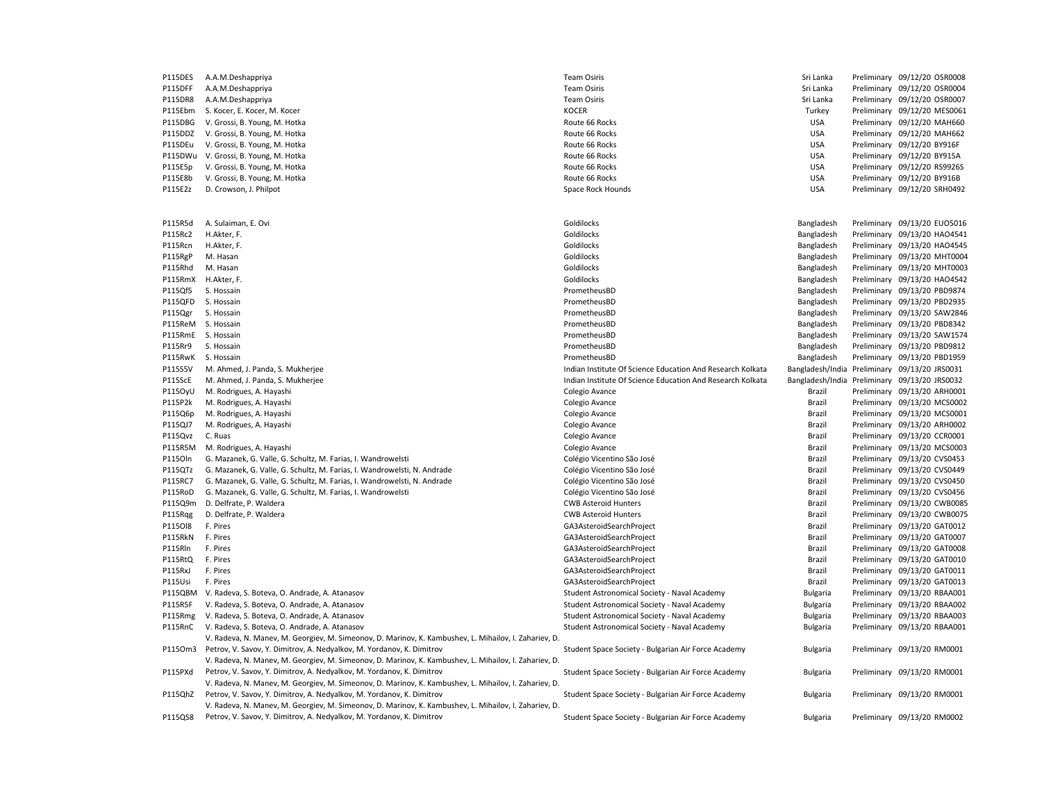| | | | | | | |
|---|---|---|---|---|---|---|
| P115DES | A.A.M.Deshappriya | Team Osiris | Sri Lanka | Preliminary | 09/12/20 | OSR0008 |
| P115DFF | A.A.M.Deshappriya | Team Osiris | Sri Lanka | Preliminary | 09/12/20 | OSR0004 |
| P115DR8 | A.A.M.Deshappriya | Team Osiris | Sri Lanka | Preliminary | 09/12/20 | OSR0007 |
| P115Ebm | S. Kocer, E. Kocer, M. Kocer | KOCER | Turkey | Preliminary | 09/12/20 | MES0061 |
| P115DBG | V. Grossi, B. Young, M. Hotka | Route 66 Rocks | USA | Preliminary | 09/12/20 | MAH660 |
| P115DDZ | V. Grossi, B. Young, M. Hotka | Route 66 Rocks | USA | Preliminary | 09/12/20 | MAH662 |
| P115DEu | V. Grossi, B. Young, M. Hotka | Route 66 Rocks | USA | Preliminary | 09/12/20 | BY916F |
| P115DWu | V. Grossi, B. Young, M. Hotka | Route 66 Rocks | USA | Preliminary | 09/12/20 | BY915A |
| P115E5p | V. Grossi, B. Young, M. Hotka | Route 66 Rocks | USA | Preliminary | 09/12/20 | RS9926S |
| P115E8b | V. Grossi, B. Young, M. Hotka | Route 66 Rocks | USA | Preliminary | 09/12/20 | BY916B |
| P115E2z | D. Crowson, J. Philpot | Space Rock Hounds | USA | Preliminary | 09/12/20 | SRH0492 |
| | | | | | | |
| P115R5d | A. Sulaiman, E. Ovi | Goldilocks | Bangladesh | Preliminary | 09/13/20 | EUO5016 |
| P115Rc2 | H.Akter, F. | Goldilocks | Bangladesh | Preliminary | 09/13/20 | HAO4541 |
| P115Rcn | H.Akter, F. | Goldilocks | Bangladesh | Preliminary | 09/13/20 | HAO4545 |
| P115RgP | M. Hasan | Goldilocks | Bangladesh | Preliminary | 09/13/20 | MHT0004 |
| P115Rhd | M. Hasan | Goldilocks | Bangladesh | Preliminary | 09/13/20 | MHT0003 |
| P115RmX | H.Akter, F. | Goldilocks | Bangladesh | Preliminary | 09/13/20 | HAO4542 |
| P115Qf5 | S. Hossain | PrometheusBD | Bangladesh | Preliminary | 09/13/20 | PBD9874 |
| P115QFD | S. Hossain | PrometheusBD | Bangladesh | Preliminary | 09/13/20 | PBD2935 |
| P115Qgr | S. Hossain | PrometheusBD | Bangladesh | Preliminary | 09/13/20 | SAW2846 |
| P115ReM | S. Hossain | PrometheusBD | Bangladesh | Preliminary | 09/13/20 | PBD8342 |
| P115RmE | S. Hossain | PrometheusBD | Bangladesh | Preliminary | 09/13/20 | SAW1574 |
| P115Rr9 | S. Hossain | PrometheusBD | Bangladesh | Preliminary | 09/13/20 | PBD9812 |
| P115RwK | S. Hossain | PrometheusBD | Bangladesh | Preliminary | 09/13/20 | PBD1959 |
| P115S5V | M. Ahmed, J. Panda, S. Mukherjee | Indian Institute Of Science Education And Research Kolkata | Bangladesh/India | Preliminary | 09/13/20 | JRS0031 |
| P115ScE | M. Ahmed, J. Panda, S. Mukherjee | Indian Institute Of Science Education And Research Kolkata | Bangladesh/India | Preliminary | 09/13/20 | JRS0032 |
| P115OyU | M. Rodrigues, A. Hayashi | Colegio Avance | Brazil | Preliminary | 09/13/20 | ARH0001 |
| P115P2k | M. Rodrigues, A. Hayashi | Colegio Avance | Brazil | Preliminary | 09/13/20 | MCS0002 |
| P115Q6p | M. Rodrigues, A. Hayashi | Colegio Avance | Brazil | Preliminary | 09/13/20 | MCS0001 |
| P115QJ7 | M. Rodrigues, A. Hayashi | Colegio Avance | Brazil | Preliminary | 09/13/20 | ARH0002 |
| P115Qvz | C. Ruas | Colegio Avance | Brazil | Preliminary | 09/13/20 | CCR0001 |
| P115R5M | M. Rodrigues, A. Hayashi | Colegio Avance | Brazil | Preliminary | 09/13/20 | MCS0003 |
| P115Oln | G. Mazanek, G. Valle, G. Schultz, M. Farias, I. Wandrowelsti | Colégio Vicentino São José | Brazil | Preliminary | 09/13/20 | CVS0453 |
| P115QTz | G. Mazanek, G. Valle, G. Schultz, M. Farias, I. Wandrowelsti, N. Andrade | Colégio Vicentino São José | Brazil | Preliminary | 09/13/20 | CVS0449 |
| P115RC7 | G. Mazanek, G. Valle, G. Schultz, M. Farias, I. Wandrowelsti, N. Andrade | Colégio Vicentino São José | Brazil | Preliminary | 09/13/20 | CVS0450 |
| P115RoD | G. Mazanek, G. Valle, G. Schultz, M. Farias, I. Wandrowelsti | Colégio Vicentino São José | Brazil | Preliminary | 09/13/20 | CVS0456 |
| P115Q9m | D. Delfrate, P. Waldera | CWB Asteroid Hunters | Brazil | Preliminary | 09/13/20 | CWB0085 |
| P115Rqg | D. Delfrate, P. Waldera | CWB Asteroid Hunters | Brazil | Preliminary | 09/13/20 | CWB0075 |
| P115Ol8 | F. Pires | GA3AsteroidSearchProject | Brazil | Preliminary | 09/13/20 | GAT0012 |
| P115RkN | F. Pires | GA3AsteroidSearchProject | Brazil | Preliminary | 09/13/20 | GAT0007 |
| P115Rln | F. Pires | GA3AsteroidSearchProject | Brazil | Preliminary | 09/13/20 | GAT0008 |
| P115RtQ | F. Pires | GA3AsteroidSearchProject | Brazil | Preliminary | 09/13/20 | GAT0010 |
| P115RxJ | F. Pires | GA3AsteroidSearchProject | Brazil | Preliminary | 09/13/20 | GAT0011 |
| P115Usi | F. Pires | GA3AsteroidSearchProject | Brazil | Preliminary | 09/13/20 | GAT0013 |
| P115QBM | V. Radeva, S. Boteva, O. Andrade, A. Atanasov | Student Astronomical Society - Naval Academy | Bulgaria | Preliminary | 09/13/20 | RBAA001 |
| P115R5F | V. Radeva, S. Boteva, O. Andrade, A. Atanasov | Student Astronomical Society - Naval Academy | Bulgaria | Preliminary | 09/13/20 | RBAA002 |
| P115Rmg | V. Radeva, S. Boteva, O. Andrade, A. Atanasov | Student Astronomical Society - Naval Academy | Bulgaria | Preliminary | 09/13/20 | RBAA003 |
| P115RnC | V. Radeva, S. Boteva, O. Andrade, A. Atanasov | Student Astronomical Society - Naval Academy | Bulgaria | Preliminary | 09/13/20 | RBAA001 |
| P115Om3 | V. Radeva, N. Manev, M. Georgiev, M. Simeonov, D. Marinov, K. Kambushev, L. Mihailov, I. Zahariev, D. Petrov, V. Savov, Y. Dimitrov, A. Nedyalkov, M. Yordanov, K. Dimitrov | Student Space Society - Bulgarian Air Force Academy | Bulgaria | Preliminary | 09/13/20 | RM0001 |
| P115PXd | V. Radeva, N. Manev, M. Georgiev, M. Simeonov, D. Marinov, K. Kambushev, L. Mihailov, I. Zahariev, D. Petrov, V. Savov, Y. Dimitrov, A. Nedyalkov, M. Yordanov, K. Dimitrov | Student Space Society - Bulgarian Air Force Academy | Bulgaria | Preliminary | 09/13/20 | RM0001 |
| P115QhZ | V. Radeva, N. Manev, M. Georgiev, M. Simeonov, D. Marinov, K. Kambushev, L. Mihailov, I. Zahariev, D. Petrov, V. Savov, Y. Dimitrov, A. Nedyalkov, M. Yordanov, K. Dimitrov | Student Space Society - Bulgarian Air Force Academy | Bulgaria | Preliminary | 09/13/20 | RM0001 |
| P115QS8 | V. Radeva, N. Manev, M. Georgiev, M. Simeonov, D. Marinov, K. Kambushev, L. Mihailov, I. Zahariev, D. Petrov, V. Savov, Y. Dimitrov, A. Nedyalkov, M. Yordanov, K. Dimitrov | Student Space Society - Bulgarian Air Force Academy | Bulgaria | Preliminary | 09/13/20 | RM0002 |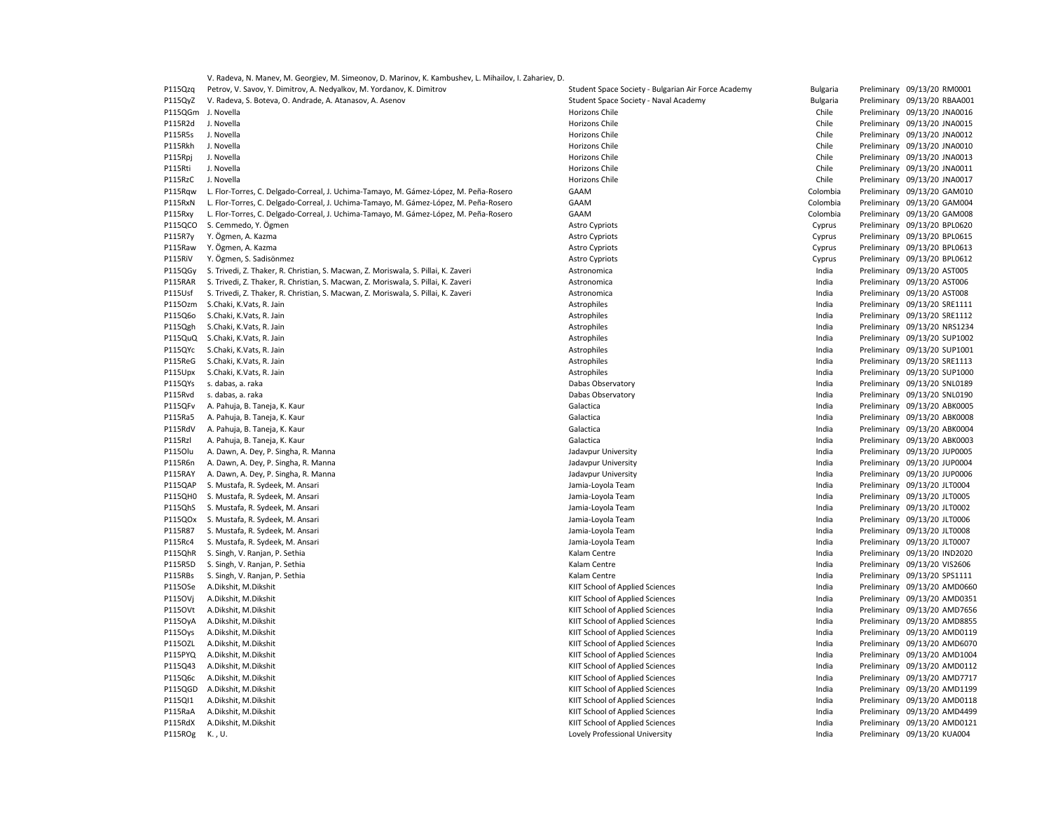| | | | | | | |
|---|---|---|---|---|---|---|
| P115Qzq | V. Radeva, N. Manev, M. Georgiev, M. Simeonov, D. Marinov, K. Kambushev, L. Mihailov, I. Zahariev, D. Petrov, V. Savov, Y. Dimitrov, A. Nedyalkov, M. Yordanov, K. Dimitrov | Student Space Society - Bulgarian Air Force Academy | Bulgaria | Preliminary | 09/13/20 | RM0001 |
| P115QyZ | V. Radeva, S. Boteva, O. Andrade, A. Atanasov, A. Asenov | Student Space Society - Naval Academy | Bulgaria | Preliminary | 09/13/20 | RBAA001 |
| P115QGm | J. Novella | Horizons Chile | Chile | Preliminary | 09/13/20 | JNA0016 |
| P115R2d | J. Novella | Horizons Chile | Chile | Preliminary | 09/13/20 | JNA0015 |
| P115R5s | J. Novella | Horizons Chile | Chile | Preliminary | 09/13/20 | JNA0012 |
| P115Rkh | J. Novella | Horizons Chile | Chile | Preliminary | 09/13/20 | JNA0010 |
| P115Rpj | J. Novella | Horizons Chile | Chile | Preliminary | 09/13/20 | JNA0013 |
| P115Rti | J. Novella | Horizons Chile | Chile | Preliminary | 09/13/20 | JNA0011 |
| P115RzC | J. Novella | Horizons Chile | Chile | Preliminary | 09/13/20 | JNA0017 |
| P115Rqw | L. Flor-Torres, C. Delgado-Correal, J. Uchima-Tamayo, M. Gámez-López, M. Peña-Rosero | GAAM | Colombia | Preliminary | 09/13/20 | GAM010 |
| P115RxN | L. Flor-Torres, C. Delgado-Correal, J. Uchima-Tamayo, M. Gámez-López, M. Peña-Rosero | GAAM | Colombia | Preliminary | 09/13/20 | GAM004 |
| P115Rxy | L. Flor-Torres, C. Delgado-Correal, J. Uchima-Tamayo, M. Gámez-López, M. Peña-Rosero | GAAM | Colombia | Preliminary | 09/13/20 | GAM008 |
| P115QCO | S. Cemmedo, Y. Ögmen | Astro Cypriots | Cyprus | Preliminary | 09/13/20 | BPL0620 |
| P115R7y | Y. Ögmen, A. Kazma | Astro Cypriots | Cyprus | Preliminary | 09/13/20 | BPL0615 |
| P115Raw | Y. Ögmen, A. Kazma | Astro Cypriots | Cyprus | Preliminary | 09/13/20 | BPL0613 |
| P115RiV | Y. Ögmen, S. Sadisönmez | Astro Cypriots | Cyprus | Preliminary | 09/13/20 | BPL0612 |
| P115QGy | S. Trivedi, Z. Thaker, R. Christian, S. Macwan, Z. Moriswala, S. Pillai, K. Zaveri | Astronomica | India | Preliminary | 09/13/20 | AST005 |
| P115RAR | S. Trivedi, Z. Thaker, R. Christian, S. Macwan, Z. Moriswala, S. Pillai, K. Zaveri | Astronomica | India | Preliminary | 09/13/20 | AST006 |
| P115Usf | S. Trivedi, Z. Thaker, R. Christian, S. Macwan, Z. Moriswala, S. Pillai, K. Zaveri | Astronomica | India | Preliminary | 09/13/20 | AST008 |
| P115Ozm | S.Chaki, K.Vats, R. Jain | Astrophiles | India | Preliminary | 09/13/20 | SRE1111 |
| P115Q6o | S.Chaki, K.Vats, R. Jain | Astrophiles | India | Preliminary | 09/13/20 | SRE1112 |
| P115Qgh | S.Chaki, K.Vats, R. Jain | Astrophiles | India | Preliminary | 09/13/20 | NRS1234 |
| P115QuQ | S.Chaki, K.Vats, R. Jain | Astrophiles | India | Preliminary | 09/13/20 | SUP1002 |
| P115QYc | S.Chaki, K.Vats, R. Jain | Astrophiles | India | Preliminary | 09/13/20 | SUP1001 |
| P115ReG | S.Chaki, K.Vats, R. Jain | Astrophiles | India | Preliminary | 09/13/20 | SRE1113 |
| P115Upx | S.Chaki, K.Vats, R. Jain | Astrophiles | India | Preliminary | 09/13/20 | SUP1000 |
| P115QYs | s. dabas, a. raka | Dabas Observatory | India | Preliminary | 09/13/20 | SNL0189 |
| P115Rvd | s. dabas, a. raka | Dabas Observatory | India | Preliminary | 09/13/20 | SNL0190 |
| P115QFv | A. Pahuja, B. Taneja, K. Kaur | Galactica | India | Preliminary | 09/13/20 | ABK0005 |
| P115Ra5 | A. Pahuja, B. Taneja, K. Kaur | Galactica | India | Preliminary | 09/13/20 | ABK0008 |
| P115RdV | A. Pahuja, B. Taneja, K. Kaur | Galactica | India | Preliminary | 09/13/20 | ABK0004 |
| P115Rzl | A. Pahuja, B. Taneja, K. Kaur | Galactica | India | Preliminary | 09/13/20 | ABK0003 |
| P115Olu | A. Dawn, A. Dey, P. Singha, R. Manna | Jadavpur University | India | Preliminary | 09/13/20 | JUP0005 |
| P115R6n | A. Dawn, A. Dey, P. Singha, R. Manna | Jadavpur University | India | Preliminary | 09/13/20 | JUP0004 |
| P115RAY | A. Dawn, A. Dey, P. Singha, R. Manna | Jadavpur University | India | Preliminary | 09/13/20 | JUP0006 |
| P115QAP | S. Mustafa, R. Sydeek, M. Ansari | Jamia-Loyola Team | India | Preliminary | 09/13/20 | JLT0004 |
| P115QH0 | S. Mustafa, R. Sydeek, M. Ansari | Jamia-Loyola Team | India | Preliminary | 09/13/20 | JLT0005 |
| P115QhS | S. Mustafa, R. Sydeek, M. Ansari | Jamia-Loyola Team | India | Preliminary | 09/13/20 | JLT0002 |
| P115QOx | S. Mustafa, R. Sydeek, M. Ansari | Jamia-Loyola Team | India | Preliminary | 09/13/20 | JLT0006 |
| P115R87 | S. Mustafa, R. Sydeek, M. Ansari | Jamia-Loyola Team | India | Preliminary | 09/13/20 | JLT0008 |
| P115Rc4 | S. Mustafa, R. Sydeek, M. Ansari | Jamia-Loyola Team | India | Preliminary | 09/13/20 | JLT0007 |
| P115QhR | S. Singh, V. Ranjan, P. Sethia | Kalam Centre | India | Preliminary | 09/13/20 | IND2020 |
| P115R5D | S. Singh, V. Ranjan, P. Sethia | Kalam Centre | India | Preliminary | 09/13/20 | VIS2606 |
| P115RBs | S. Singh, V. Ranjan, P. Sethia | Kalam Centre | India | Preliminary | 09/13/20 | SPS1111 |
| P115OSe | A.Dikshit, M.Dikshit | KIIT School of Applied Sciences | India | Preliminary | 09/13/20 | AMD0660 |
| P115OVj | A.Dikshit, M.Dikshit | KIIT School of Applied Sciences | India | Preliminary | 09/13/20 | AMD0351 |
| P115OVt | A.Dikshit, M.Dikshit | KIIT School of Applied Sciences | India | Preliminary | 09/13/20 | AMD7656 |
| P115OyA | A.Dikshit, M.Dikshit | KIIT School of Applied Sciences | India | Preliminary | 09/13/20 | AMD8855 |
| P115Oys | A.Dikshit, M.Dikshit | KIIT School of Applied Sciences | India | Preliminary | 09/13/20 | AMD0119 |
| P115OZL | A.Dikshit, M.Dikshit | KIIT School of Applied Sciences | India | Preliminary | 09/13/20 | AMD6070 |
| P115PYQ | A.Dikshit, M.Dikshit | KIIT School of Applied Sciences | India | Preliminary | 09/13/20 | AMD1004 |
| P115Q43 | A.Dikshit, M.Dikshit | KIIT School of Applied Sciences | India | Preliminary | 09/13/20 | AMD0112 |
| P115Q6c | A.Dikshit, M.Dikshit | KIIT School of Applied Sciences | India | Preliminary | 09/13/20 | AMD7717 |
| P115QGD | A.Dikshit, M.Dikshit | KIIT School of Applied Sciences | India | Preliminary | 09/13/20 | AMD1199 |
| P115QI1 | A.Dikshit, M.Dikshit | KIIT School of Applied Sciences | India | Preliminary | 09/13/20 | AMD0118 |
| P115RaA | A.Dikshit, M.Dikshit | KIIT School of Applied Sciences | India | Preliminary | 09/13/20 | AMD4499 |
| P115RdX | A.Dikshit, M.Dikshit | KIIT School of Applied Sciences | India | Preliminary | 09/13/20 | AMD0121 |
| P115ROg | K. , U. | Lovely Professional University | India | Preliminary | 09/13/20 | KUA004 |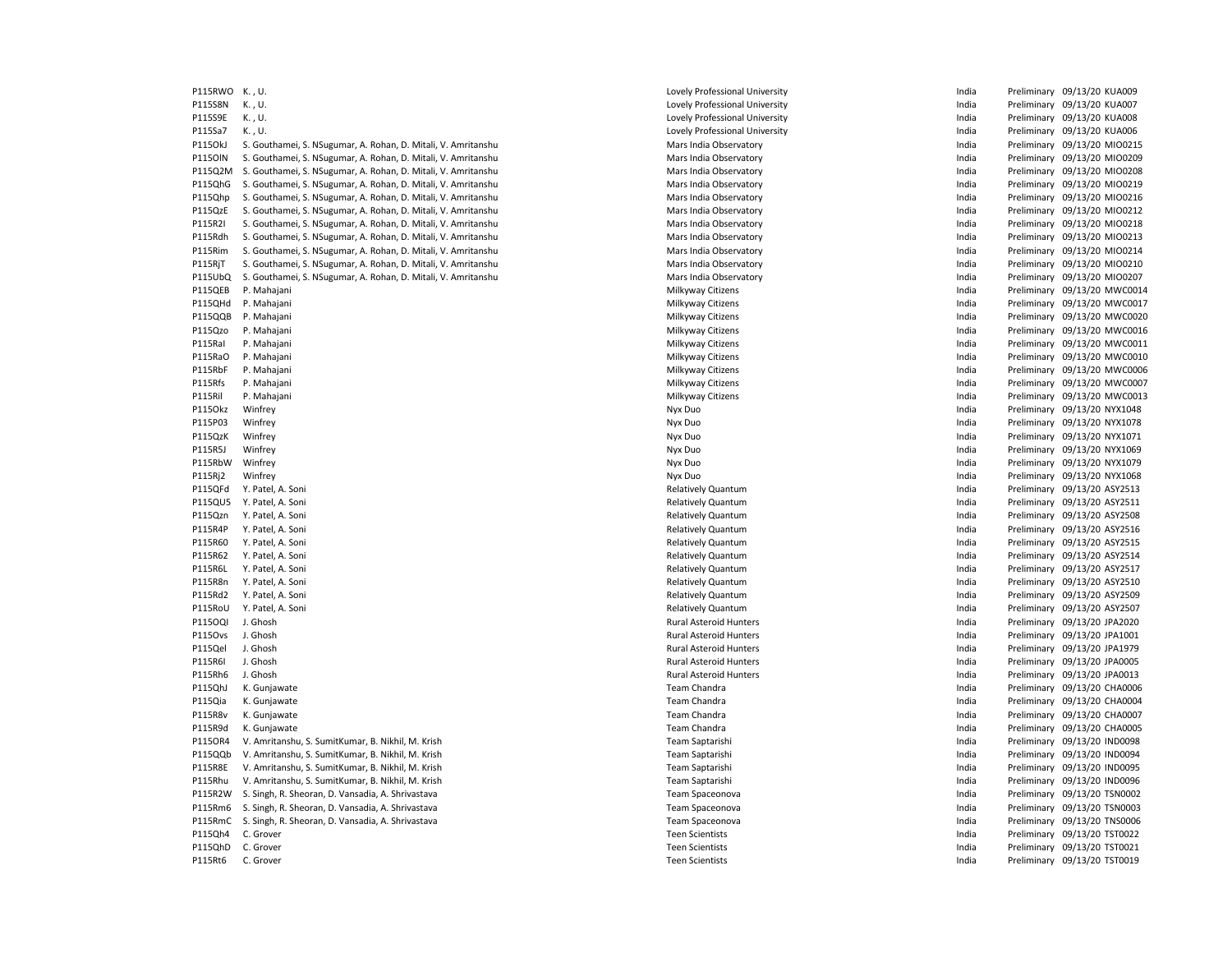| | | | | | | |
|---|---|---|---|---|---|---|
| P115RWO | K. , U. | Lovely Professional University | India | Preliminary | 09/13/20 | KUA009 |
| P115S8N | K. , U. | Lovely Professional University | India | Preliminary | 09/13/20 | KUA007 |
| P115S9E | K. , U. | Lovely Professional University | India | Preliminary | 09/13/20 | KUA008 |
| P115Sa7 | K. , U. | Lovely Professional University | India | Preliminary | 09/13/20 | KUA006 |
| P115OkJ | S. Gouthamei, S. NSugumar, A. Rohan, D. Mitali, V. Amritanshu | Mars India Observatory | India | Preliminary | 09/13/20 | MIO0215 |
| P115OlN | S. Gouthamei, S. NSugumar, A. Rohan, D. Mitali, V. Amritanshu | Mars India Observatory | India | Preliminary | 09/13/20 | MIO0209 |
| P115Q2M | S. Gouthamei, S. NSugumar, A. Rohan, D. Mitali, V. Amritanshu | Mars India Observatory | India | Preliminary | 09/13/20 | MIO0208 |
| P115QhG | S. Gouthamei, S. NSugumar, A. Rohan, D. Mitali, V. Amritanshu | Mars India Observatory | India | Preliminary | 09/13/20 | MIO0219 |
| P115Qhp | S. Gouthamei, S. NSugumar, A. Rohan, D. Mitali, V. Amritanshu | Mars India Observatory | India | Preliminary | 09/13/20 | MIO0216 |
| P115QzE | S. Gouthamei, S. NSugumar, A. Rohan, D. Mitali, V. Amritanshu | Mars India Observatory | India | Preliminary | 09/13/20 | MIO0212 |
| P115R2l | S. Gouthamei, S. NSugumar, A. Rohan, D. Mitali, V. Amritanshu | Mars India Observatory | India | Preliminary | 09/13/20 | MIO0218 |
| P115Rdh | S. Gouthamei, S. NSugumar, A. Rohan, D. Mitali, V. Amritanshu | Mars India Observatory | India | Preliminary | 09/13/20 | MIO0213 |
| P115Rim | S. Gouthamei, S. NSugumar, A. Rohan, D. Mitali, V. Amritanshu | Mars India Observatory | India | Preliminary | 09/13/20 | MIO0214 |
| P115RjT | S. Gouthamei, S. NSugumar, A. Rohan, D. Mitali, V. Amritanshu | Mars India Observatory | India | Preliminary | 09/13/20 | MIO0210 |
| P115UbQ | S. Gouthamei, S. NSugumar, A. Rohan, D. Mitali, V. Amritanshu | Mars India Observatory | India | Preliminary | 09/13/20 | MIO0207 |
| P115QEB | P. Mahajani | Milkyway Citizens | India | Preliminary | 09/13/20 | MWC0014 |
| P115QHd | P. Mahajani | Milkyway Citizens | India | Preliminary | 09/13/20 | MWC0017 |
| P115QQB | P. Mahajani | Milkyway Citizens | India | Preliminary | 09/13/20 | MWC0020 |
| P115Qzo | P. Mahajani | Milkyway Citizens | India | Preliminary | 09/13/20 | MWC0016 |
| P115RaI | P. Mahajani | Milkyway Citizens | India | Preliminary | 09/13/20 | MWC0011 |
| P115RaO | P. Mahajani | Milkyway Citizens | India | Preliminary | 09/13/20 | MWC0010 |
| P115RbF | P. Mahajani | Milkyway Citizens | India | Preliminary | 09/13/20 | MWC0006 |
| P115Rfs | P. Mahajani | Milkyway Citizens | India | Preliminary | 09/13/20 | MWC0007 |
| P115RiI | P. Mahajani | Milkyway Citizens | India | Preliminary | 09/13/20 | MWC0013 |
| P115Okz | Winfrey | Nyx Duo | India | Preliminary | 09/13/20 | NYX1048 |
| P115P03 | Winfrey | Nyx Duo | India | Preliminary | 09/13/20 | NYX1078 |
| P115QzK | Winfrey | Nyx Duo | India | Preliminary | 09/13/20 | NYX1071 |
| P115R5J | Winfrey | Nyx Duo | India | Preliminary | 09/13/20 | NYX1069 |
| P115RbW | Winfrey | Nyx Duo | India | Preliminary | 09/13/20 | NYX1079 |
| P115Rj2 | Winfrey | Nyx Duo | India | Preliminary | 09/13/20 | NYX1068 |
| P115QFd | Y. Patel, A. Soni | Relatively Quantum | India | Preliminary | 09/13/20 | ASY2513 |
| P115QU5 | Y. Patel, A. Soni | Relatively Quantum | India | Preliminary | 09/13/20 | ASY2511 |
| P115Qzn | Y. Patel, A. Soni | Relatively Quantum | India | Preliminary | 09/13/20 | ASY2508 |
| P115R4P | Y. Patel, A. Soni | Relatively Quantum | India | Preliminary | 09/13/20 | ASY2516 |
| P115R60 | Y. Patel, A. Soni | Relatively Quantum | India | Preliminary | 09/13/20 | ASY2515 |
| P115R62 | Y. Patel, A. Soni | Relatively Quantum | India | Preliminary | 09/13/20 | ASY2514 |
| P115R6L | Y. Patel, A. Soni | Relatively Quantum | India | Preliminary | 09/13/20 | ASY2517 |
| P115R8n | Y. Patel, A. Soni | Relatively Quantum | India | Preliminary | 09/13/20 | ASY2510 |
| P115Rd2 | Y. Patel, A. Soni | Relatively Quantum | India | Preliminary | 09/13/20 | ASY2509 |
| P115RoU | Y. Patel, A. Soni | Relatively Quantum | India | Preliminary | 09/13/20 | ASY2507 |
| P115OQl | J. Ghosh | Rural Asteroid Hunters | India | Preliminary | 09/13/20 | JPA2020 |
| P115Ovs | J. Ghosh | Rural Asteroid Hunters | India | Preliminary | 09/13/20 | JPA1001 |
| P115Qel | J. Ghosh | Rural Asteroid Hunters | India | Preliminary | 09/13/20 | JPA1979 |
| P115R6I | J. Ghosh | Rural Asteroid Hunters | India | Preliminary | 09/13/20 | JPA0005 |
| P115Rh6 | J. Ghosh | Rural Asteroid Hunters | India | Preliminary | 09/13/20 | JPA0013 |
| P115QhJ | K. Gunjawate | Team Chandra | India | Preliminary | 09/13/20 | CHA0006 |
| P115Qia | K. Gunjawate | Team Chandra | India | Preliminary | 09/13/20 | CHA0004 |
| P115R8v | K. Gunjawate | Team Chandra | India | Preliminary | 09/13/20 | CHA0007 |
| P115R9d | K. Gunjawate | Team Chandra | India | Preliminary | 09/13/20 | CHA0005 |
| P115OR4 | V. Amritanshu, S. SumitKumar, B. Nikhil, M. Krish | Team Saptarishi | India | Preliminary | 09/13/20 | IND0098 |
| P115QQb | V. Amritanshu, S. SumitKumar, B. Nikhil, M. Krish | Team Saptarishi | India | Preliminary | 09/13/20 | IND0094 |
| P115R8E | V. Amritanshu, S. SumitKumar, B. Nikhil, M. Krish | Team Saptarishi | India | Preliminary | 09/13/20 | IND0095 |
| P115Rhu | V. Amritanshu, S. SumitKumar, B. Nikhil, M. Krish | Team Saptarishi | India | Preliminary | 09/13/20 | IND0096 |
| P115R2W | S. Singh, R. Sheoran, D. Vansadia, A. Shrivastava | Team Spaceonova | India | Preliminary | 09/13/20 | TSN0002 |
| P115Rm6 | S. Singh, R. Sheoran, D. Vansadia, A. Shrivastava | Team Spaceonova | India | Preliminary | 09/13/20 | TSN0003 |
| P115RmC | S. Singh, R. Sheoran, D. Vansadia, A. Shrivastava | Team Spaceonova | India | Preliminary | 09/13/20 | TNS0006 |
| P115Qh4 | C. Grover | Teen Scientists | India | Preliminary | 09/13/20 | TST0022 |
| P115QhD | C. Grover | Teen Scientists | India | Preliminary | 09/13/20 | TST0021 |
| P115Rt6 | C. Grover | Teen Scientists | India | Preliminary | 09/13/20 | TST0019 |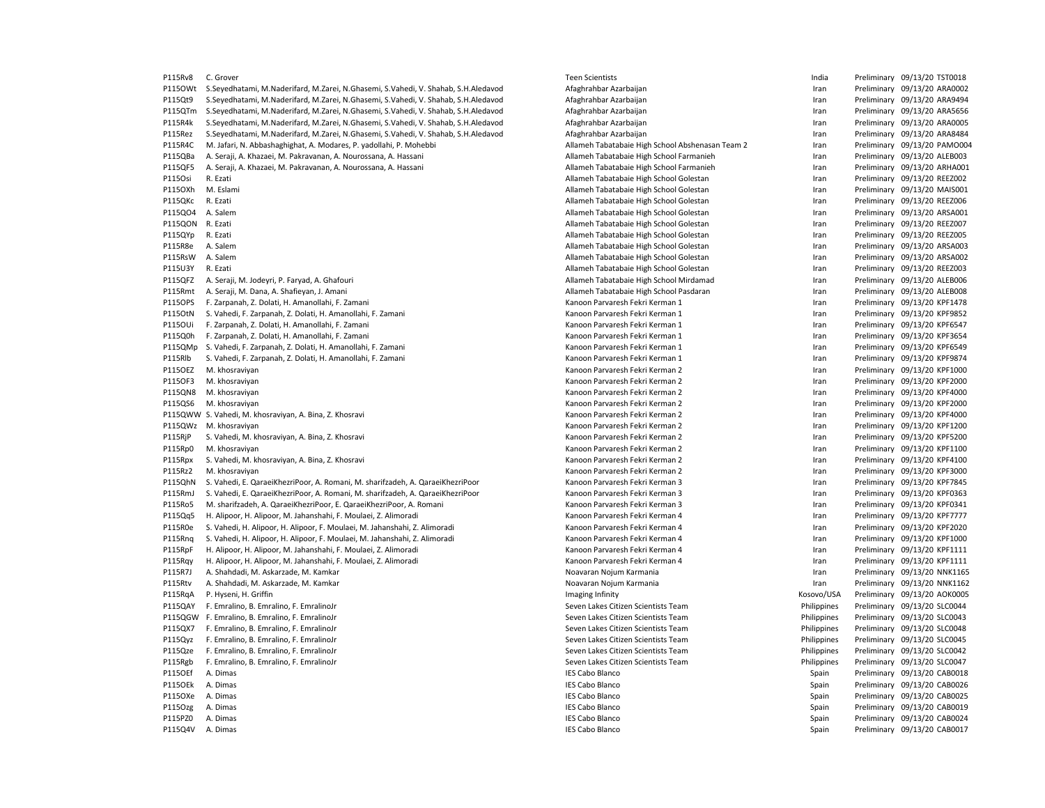| | | | | | | |
|---|---|---|---|---|---|---|
| P115Rv8 | C. Grover | Teen Scientists | India | Preliminary | 09/13/20 | TST0018 |
| P115OWt | S.Seyedhatami, M.Naderifard, M.Zarei, N.Ghasemi, S.Vahedi, V. Shahab, S.H.Aledavod | Afaghrahbar Azarbaijan | Iran | Preliminary | 09/13/20 | ARA0002 |
| P115Qt9 | S.Seyedhatami, M.Naderifard, M.Zarei, N.Ghasemi, S.Vahedi, V. Shahab, S.H.Aledavod | Afaghrahbar Azarbaijan | Iran | Preliminary | 09/13/20 | ARA9494 |
| P115QTm | S.Seyedhatami, M.Naderifard, M.Zarei, N.Ghasemi, S.Vahedi, V. Shahab, S.H.Aledavod | Afaghrahbar Azarbaijan | Iran | Preliminary | 09/13/20 | ARA5656 |
| P115R4k | S.Seyedhatami, M.Naderifard, M.Zarei, N.Ghasemi, S.Vahedi, V. Shahab, S.H.Aledavod | Afaghrahbar Azarbaijan | Iran | Preliminary | 09/13/20 | ARA0005 |
| P115Rez | S.Seyedhatami, M.Naderifard, M.Zarei, N.Ghasemi, S.Vahedi, V. Shahab, S.H.Aledavod | Afaghrahbar Azarbaijan | Iran | Preliminary | 09/13/20 | ARA8484 |
| P115R4C | M. Jafari, N. Abbashaghighat, A. Modares, P. yadollahi, P. Mohebbi | Allameh Tabatabaie High School Abshenasan Team 2 | Iran | Preliminary | 09/13/20 | PAMO004 |
| P115QBa | A. Seraji, A. Khazaei, M. Pakravanan, A. Nourossana, A. Hassani | Allameh Tabatabaie High School Farmanieh | Iran | Preliminary | 09/13/20 | ALEB003 |
| P115QF5 | A. Seraji, A. Khazaei, M. Pakravanan, A. Nourossana, A. Hassani | Allameh Tabatabaie High School Farmanieh | Iran | Preliminary | 09/13/20 | ARHA001 |
| P115Osi | R. Ezati | Allameh Tabatabaie High School Golestan | Iran | Preliminary | 09/13/20 | REEZ002 |
| P115OXh | M. Eslami | Allameh Tabatabaie High School Golestan | Iran | Preliminary | 09/13/20 | MAIS001 |
| P115QKc | R. Ezati | Allameh Tabatabaie High School Golestan | Iran | Preliminary | 09/13/20 | REEZ006 |
| P115QO4 | A. Salem | Allameh Tabatabaie High School Golestan | Iran | Preliminary | 09/13/20 | ARSA001 |
| P115QON | R. Ezati | Allameh Tabatabaie High School Golestan | Iran | Preliminary | 09/13/20 | REEZ007 |
| P115QYp | R. Ezati | Allameh Tabatabaie High School Golestan | Iran | Preliminary | 09/13/20 | REEZ005 |
| P115R8e | A. Salem | Allameh Tabatabaie High School Golestan | Iran | Preliminary | 09/13/20 | ARSA003 |
| P115RsW | A. Salem | Allameh Tabatabaie High School Golestan | Iran | Preliminary | 09/13/20 | ARSA002 |
| P115U3Y | R. Ezati | Allameh Tabatabaie High School Golestan | Iran | Preliminary | 09/13/20 | REEZ003 |
| P115QFZ | A. Seraji, M. Jodeyri, P. Faryad, A. Ghafouri | Allameh Tabatabaie High School Mirdamad | Iran | Preliminary | 09/13/20 | ALEB006 |
| P115Rmt | A. Seraji, M. Dana, A. Shafieyan, J. Amani | Allameh Tabatabaie High School Pasdaran | Iran | Preliminary | 09/13/20 | ALEB008 |
| P115OPS | F. Zarpanah, Z. Dolati, H. Amanollahi, F. Zamani | Kanoon Parvaresh Fekri Kerman 1 | Iran | Preliminary | 09/13/20 | KPF1478 |
| P115OtN | S. Vahedi, F. Zarpanah, Z. Dolati, H. Amanollahi, F. Zamani | Kanoon Parvaresh Fekri Kerman 1 | Iran | Preliminary | 09/13/20 | KPF9852 |
| P115OUi | F. Zarpanah, Z. Dolati, H. Amanollahi, F. Zamani | Kanoon Parvaresh Fekri Kerman 1 | Iran | Preliminary | 09/13/20 | KPF6547 |
| P115Q0h | F. Zarpanah, Z. Dolati, H. Amanollahi, F. Zamani | Kanoon Parvaresh Fekri Kerman 1 | Iran | Preliminary | 09/13/20 | KPF3654 |
| P115QMp | S. Vahedi, F. Zarpanah, Z. Dolati, H. Amanollahi, F. Zamani | Kanoon Parvaresh Fekri Kerman 1 | Iran | Preliminary | 09/13/20 | KPF6549 |
| P115Rlb | S. Vahedi, F. Zarpanah, Z. Dolati, H. Amanollahi, F. Zamani | Kanoon Parvaresh Fekri Kerman 1 | Iran | Preliminary | 09/13/20 | KPF9874 |
| P115OEZ | M. khosraviyan | Kanoon Parvaresh Fekri Kerman 2 | Iran | Preliminary | 09/13/20 | KPF1000 |
| P115OF3 | M. khosraviyan | Kanoon Parvaresh Fekri Kerman 2 | Iran | Preliminary | 09/13/20 | KPF2000 |
| P115QN8 | M. khosraviyan | Kanoon Parvaresh Fekri Kerman 2 | Iran | Preliminary | 09/13/20 | KPF4000 |
| P115QS6 | M. khosraviyan | Kanoon Parvaresh Fekri Kerman 2 | Iran | Preliminary | 09/13/20 | KPF2000 |
| P115QWW | S. Vahedi, M. khosraviyan, A. Bina, Z. Khosravi | Kanoon Parvaresh Fekri Kerman 2 | Iran | Preliminary | 09/13/20 | KPF4000 |
| P115QWz | M. khosraviyan | Kanoon Parvaresh Fekri Kerman 2 | Iran | Preliminary | 09/13/20 | KPF1200 |
| P115RjP | S. Vahedi, M. khosraviyan, A. Bina, Z. Khosravi | Kanoon Parvaresh Fekri Kerman 2 | Iran | Preliminary | 09/13/20 | KPF5200 |
| P115Rp0 | M. khosraviyan | Kanoon Parvaresh Fekri Kerman 2 | Iran | Preliminary | 09/13/20 | KPF1100 |
| P115Rpx | S. Vahedi, M. khosraviyan, A. Bina, Z. Khosravi | Kanoon Parvaresh Fekri Kerman 2 | Iran | Preliminary | 09/13/20 | KPF4100 |
| P115Rz2 | M. khosraviyan | Kanoon Parvaresh Fekri Kerman 2 | Iran | Preliminary | 09/13/20 | KPF3000 |
| P115QhN | S. Vahedi, E. QaraeiKhezriPoor, A. Romani, M. sharifzadeh, A. QaraeiKhezriPoor | Kanoon Parvaresh Fekri Kerman 3 | Iran | Preliminary | 09/13/20 | KPF7845 |
| P115RmJ | S. Vahedi, E. QaraeiKhezriPoor, A. Romani, M. sharifzadeh, A. QaraeiKhezriPoor | Kanoon Parvaresh Fekri Kerman 3 | Iran | Preliminary | 09/13/20 | KPF0363 |
| P115Ro5 | M. sharifzadeh, A. QaraeiKhezriPoor, E. QaraeiKhezriPoor, A. Romani | Kanoon Parvaresh Fekri Kerman 3 | Iran | Preliminary | 09/13/20 | KPF0341 |
| P115Qq5 | H. Alipoor, H. Alipoor, M. Jahanshahi, F. Moulaei, Z. Alimoradi | Kanoon Parvaresh Fekri Kerman 4 | Iran | Preliminary | 09/13/20 | KPF7777 |
| P115R0e | S. Vahedi, H. Alipoor, H. Alipoor, F. Moulaei, M. Jahanshahi, Z. Alimoradi | Kanoon Parvaresh Fekri Kerman 4 | Iran | Preliminary | 09/13/20 | KPF2020 |
| P115Rnq | S. Vahedi, H. Alipoor, H. Alipoor, F. Moulaei, M. Jahanshahi, Z. Alimoradi | Kanoon Parvaresh Fekri Kerman 4 | Iran | Preliminary | 09/13/20 | KPF1000 |
| P115RpF | H. Alipoor, H. Alipoor, M. Jahanshahi, F. Moulaei, Z. Alimoradi | Kanoon Parvaresh Fekri Kerman 4 | Iran | Preliminary | 09/13/20 | KPF1111 |
| P115Rqy | H. Alipoor, H. Alipoor, M. Jahanshahi, F. Moulaei, Z. Alimoradi | Kanoon Parvaresh Fekri Kerman 4 | Iran | Preliminary | 09/13/20 | KPF1111 |
| P115R7J | A. Shahdadi, M. Askarzade, M. Kamkar | Noavaran Nojum Karmania | Iran | Preliminary | 09/13/20 | NNK1165 |
| P115Rtv | A. Shahdadi, M. Askarzade, M. Kamkar | Noavaran Nojum Karmania | Iran | Preliminary | 09/13/20 | NNK1162 |
| P115RqA | P. Hyseni, H. Griffin | Imaging Infinity | Kosovo/USA | Preliminary | 09/13/20 | AOK0005 |
| P115QAY | F. Emralino, B. Emralino, F. EmralinoJr | Seven Lakes Citizen Scientists Team | Philippines | Preliminary | 09/13/20 | SLC0044 |
| P115QGW | F. Emralino, B. Emralino, F. EmralinoJr | Seven Lakes Citizen Scientists Team | Philippines | Preliminary | 09/13/20 | SLC0043 |
| P115QX7 | F. Emralino, B. Emralino, F. EmralinoJr | Seven Lakes Citizen Scientists Team | Philippines | Preliminary | 09/13/20 | SLC0048 |
| P115Qyz | F. Emralino, B. Emralino, F. EmralinoJr | Seven Lakes Citizen Scientists Team | Philippines | Preliminary | 09/13/20 | SLC0045 |
| P115Qze | F. Emralino, B. Emralino, F. EmralinoJr | Seven Lakes Citizen Scientists Team | Philippines | Preliminary | 09/13/20 | SLC0042 |
| P115Rgb | F. Emralino, B. Emralino, F. EmralinoJr | Seven Lakes Citizen Scientists Team | Philippines | Preliminary | 09/13/20 | SLC0047 |
| P115OEf | A. Dimas | IES Cabo Blanco | Spain | Preliminary | 09/13/20 | CAB0018 |
| P115OEk | A. Dimas | IES Cabo Blanco | Spain | Preliminary | 09/13/20 | CAB0026 |
| P115OXe | A. Dimas | IES Cabo Blanco | Spain | Preliminary | 09/13/20 | CAB0025 |
| P115Ozg | A. Dimas | IES Cabo Blanco | Spain | Preliminary | 09/13/20 | CAB0019 |
| P115PZ0 | A. Dimas | IES Cabo Blanco | Spain | Preliminary | 09/13/20 | CAB0024 |
| P115Q4V | A. Dimas | IES Cabo Blanco | Spain | Preliminary | 09/13/20 | CAB0017 |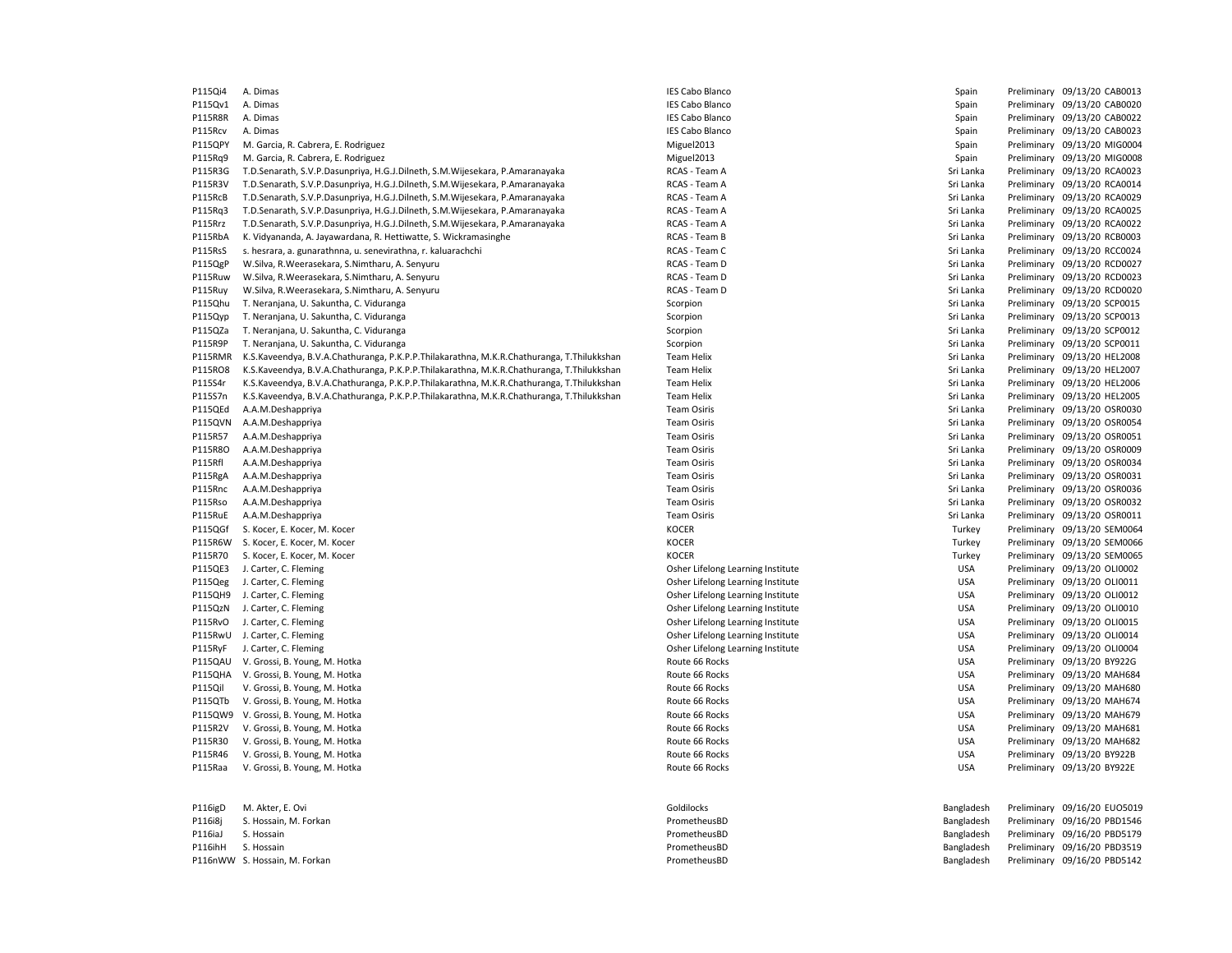| | | | | | | |
|---|---|---|---|---|---|---|
| P115Qi4 | A. Dimas | IES Cabo Blanco | Spain | Preliminary | 09/13/20 | CAB0013 |
| P115Qv1 | A. Dimas | IES Cabo Blanco | Spain | Preliminary | 09/13/20 | CAB0020 |
| P115R8R | A. Dimas | IES Cabo Blanco | Spain | Preliminary | 09/13/20 | CAB0022 |
| P115Rcv | A. Dimas | IES Cabo Blanco | Spain | Preliminary | 09/13/20 | CAB0023 |
| P115QPY | M. Garcia, R. Cabrera, E. Rodriguez | Miguel2013 | Spain | Preliminary | 09/13/20 | MIG0004 |
| P115Rq9 | M. Garcia, R. Cabrera, E. Rodriguez | Miguel2013 | Spain | Preliminary | 09/13/20 | MIG0008 |
| P115R3G | T.D.Senarath, S.V.P.Dasunpriya, H.G.J.Dilneth, S.M.Wijesekara, P.Amaranayaka | RCAS - Team A | Sri Lanka | Preliminary | 09/13/20 | RCA0023 |
| P115R3V | T.D.Senarath, S.V.P.Dasunpriya, H.G.J.Dilneth, S.M.Wijesekara, P.Amaranayaka | RCAS - Team A | Sri Lanka | Preliminary | 09/13/20 | RCA0014 |
| P115RcB | T.D.Senarath, S.V.P.Dasunpriya, H.G.J.Dilneth, S.M.Wijesekara, P.Amaranayaka | RCAS - Team A | Sri Lanka | Preliminary | 09/13/20 | RCA0029 |
| P115Rq3 | T.D.Senarath, S.V.P.Dasunpriya, H.G.J.Dilneth, S.M.Wijesekara, P.Amaranayaka | RCAS - Team A | Sri Lanka | Preliminary | 09/13/20 | RCA0025 |
| P115Rrz | T.D.Senarath, S.V.P.Dasunpriya, H.G.J.Dilneth, S.M.Wijesekara, P.Amaranayaka | RCAS - Team A | Sri Lanka | Preliminary | 09/13/20 | RCA0022 |
| P115RbA | K. Vidyananda, A. Jayawardana, R. Hettiwatte, S. Wickramasinghe | RCAS - Team B | Sri Lanka | Preliminary | 09/13/20 | RCB0003 |
| P115RsS | s. hesrara, a. gunarathnna, u. senevirathna, r. kaluarachchi | RCAS - Team C | Sri Lanka | Preliminary | 09/13/20 | RCC0024 |
| P115QgP | W.Silva, R.Weerasekara, S.Nimtharu, A. Senyuru | RCAS - Team D | Sri Lanka | Preliminary | 09/13/20 | RCD0027 |
| P115Ruw | W.Silva, R.Weerasekara, S.Nimtharu, A. Senyuru | RCAS - Team D | Sri Lanka | Preliminary | 09/13/20 | RCD0023 |
| P115Ruy | W.Silva, R.Weerasekara, S.Nimtharu, A. Senyuru | RCAS - Team D | Sri Lanka | Preliminary | 09/13/20 | RCD0020 |
| P115Qhu | T. Neranjana, U. Sakuntha, C. Viduranga | Scorpion | Sri Lanka | Preliminary | 09/13/20 | SCP0015 |
| P115Qyp | T. Neranjana, U. Sakuntha, C. Viduranga | Scorpion | Sri Lanka | Preliminary | 09/13/20 | SCP0013 |
| P115QZa | T. Neranjana, U. Sakuntha, C. Viduranga | Scorpion | Sri Lanka | Preliminary | 09/13/20 | SCP0012 |
| P115R9P | T. Neranjana, U. Sakuntha, C. Viduranga | Scorpion | Sri Lanka | Preliminary | 09/13/20 | SCP0011 |
| P115RMR | K.S.Kaveendya, B.V.A.Chathuranga, P.K.P.P.Thilakarathna, M.K.R.Chathuranga, T.Thilukkshan | Team Helix | Sri Lanka | Preliminary | 09/13/20 | HEL2008 |
| P115RO8 | K.S.Kaveendya, B.V.A.Chathuranga, P.K.P.P.Thilakarathna, M.K.R.Chathuranga, T.Thilukkshan | Team Helix | Sri Lanka | Preliminary | 09/13/20 | HEL2007 |
| P115S4r | K.S.Kaveendya, B.V.A.Chathuranga, P.K.P.P.Thilakarathna, M.K.R.Chathuranga, T.Thilukkshan | Team Helix | Sri Lanka | Preliminary | 09/13/20 | HEL2006 |
| P115S7n | K.S.Kaveendya, B.V.A.Chathuranga, P.K.P.P.Thilakarathna, M.K.R.Chathuranga, T.Thilukkshan | Team Helix | Sri Lanka | Preliminary | 09/13/20 | HEL2005 |
| P115QEd | A.A.M.Deshappriya | Team Osiris | Sri Lanka | Preliminary | 09/13/20 | OSR0030 |
| P115QVN | A.A.M.Deshappriya | Team Osiris | Sri Lanka | Preliminary | 09/13/20 | OSR0054 |
| P115R57 | A.A.M.Deshappriya | Team Osiris | Sri Lanka | Preliminary | 09/13/20 | OSR0051 |
| P115R8O | A.A.M.Deshappriya | Team Osiris | Sri Lanka | Preliminary | 09/13/20 | OSR0009 |
| P115Rfl | A.A.M.Deshappriya | Team Osiris | Sri Lanka | Preliminary | 09/13/20 | OSR0034 |
| P115RgA | A.A.M.Deshappriya | Team Osiris | Sri Lanka | Preliminary | 09/13/20 | OSR0031 |
| P115Rnc | A.A.M.Deshappriya | Team Osiris | Sri Lanka | Preliminary | 09/13/20 | OSR0036 |
| P115Rso | A.A.M.Deshappriya | Team Osiris | Sri Lanka | Preliminary | 09/13/20 | OSR0032 |
| P115RuE | A.A.M.Deshappriya | Team Osiris | Sri Lanka | Preliminary | 09/13/20 | OSR0011 |
| P115QGf | S. Kocer, E. Kocer, M. Kocer | KOCER | Turkey | Preliminary | 09/13/20 | SEM0064 |
| P115R6W | S. Kocer, E. Kocer, M. Kocer | KOCER | Turkey | Preliminary | 09/13/20 | SEM0066 |
| P115R70 | S. Kocer, E. Kocer, M. Kocer | KOCER | Turkey | Preliminary | 09/13/20 | SEM0065 |
| P115QE3 | J. Carter, C. Fleming | Osher Lifelong Learning Institute | USA | Preliminary | 09/13/20 | OLI0002 |
| P115Qeg | J. Carter, C. Fleming | Osher Lifelong Learning Institute | USA | Preliminary | 09/13/20 | OLI0011 |
| P115QH9 | J. Carter, C. Fleming | Osher Lifelong Learning Institute | USA | Preliminary | 09/13/20 | OLI0012 |
| P115QzN | J. Carter, C. Fleming | Osher Lifelong Learning Institute | USA | Preliminary | 09/13/20 | OLI0010 |
| P115RvO | J. Carter, C. Fleming | Osher Lifelong Learning Institute | USA | Preliminary | 09/13/20 | OLI0015 |
| P115RwU | J. Carter, C. Fleming | Osher Lifelong Learning Institute | USA | Preliminary | 09/13/20 | OLI0014 |
| P115RyF | J. Carter, C. Fleming | Osher Lifelong Learning Institute | USA | Preliminary | 09/13/20 | OLI0004 |
| P115QAU | V. Grossi, B. Young, M. Hotka | Route 66 Rocks | USA | Preliminary | 09/13/20 | BY922G |
| P115QHA | V. Grossi, B. Young, M. Hotka | Route 66 Rocks | USA | Preliminary | 09/13/20 | MAH684 |
| P115Qil | V. Grossi, B. Young, M. Hotka | Route 66 Rocks | USA | Preliminary | 09/13/20 | MAH680 |
| P115QTb | V. Grossi, B. Young, M. Hotka | Route 66 Rocks | USA | Preliminary | 09/13/20 | MAH674 |
| P115QW9 | V. Grossi, B. Young, M. Hotka | Route 66 Rocks | USA | Preliminary | 09/13/20 | MAH679 |
| P115R2V | V. Grossi, B. Young, M. Hotka | Route 66 Rocks | USA | Preliminary | 09/13/20 | MAH681 |
| P115R30 | V. Grossi, B. Young, M. Hotka | Route 66 Rocks | USA | Preliminary | 09/13/20 | MAH682 |
| P115R46 | V. Grossi, B. Young, M. Hotka | Route 66 Rocks | USA | Preliminary | 09/13/20 | BY922B |
| P115Raa | V. Grossi, B. Young, M. Hotka | Route 66 Rocks | USA | Preliminary | 09/13/20 | BY922E |

| | | | | | | |
|---|---|---|---|---|---|---|
| P116igD | M. Akter, E. Ovi | Goldilocks | Bangladesh | Preliminary | 09/16/20 | EUO5019 |
| P116i8j | S. Hossain, M. Forkan | PrometheusBD | Bangladesh | Preliminary | 09/16/20 | PBD1546 |
| P116iaJ | S. Hossain | PrometheusBD | Bangladesh | Preliminary | 09/16/20 | PBD5179 |
| P116ihH | S. Hossain | PrometheusBD | Bangladesh | Preliminary | 09/16/20 | PBD3519 |
| P116nWW | S. Hossain, M. Forkan | PrometheusBD | Bangladesh | Preliminary | 09/16/20 | PBD5142 |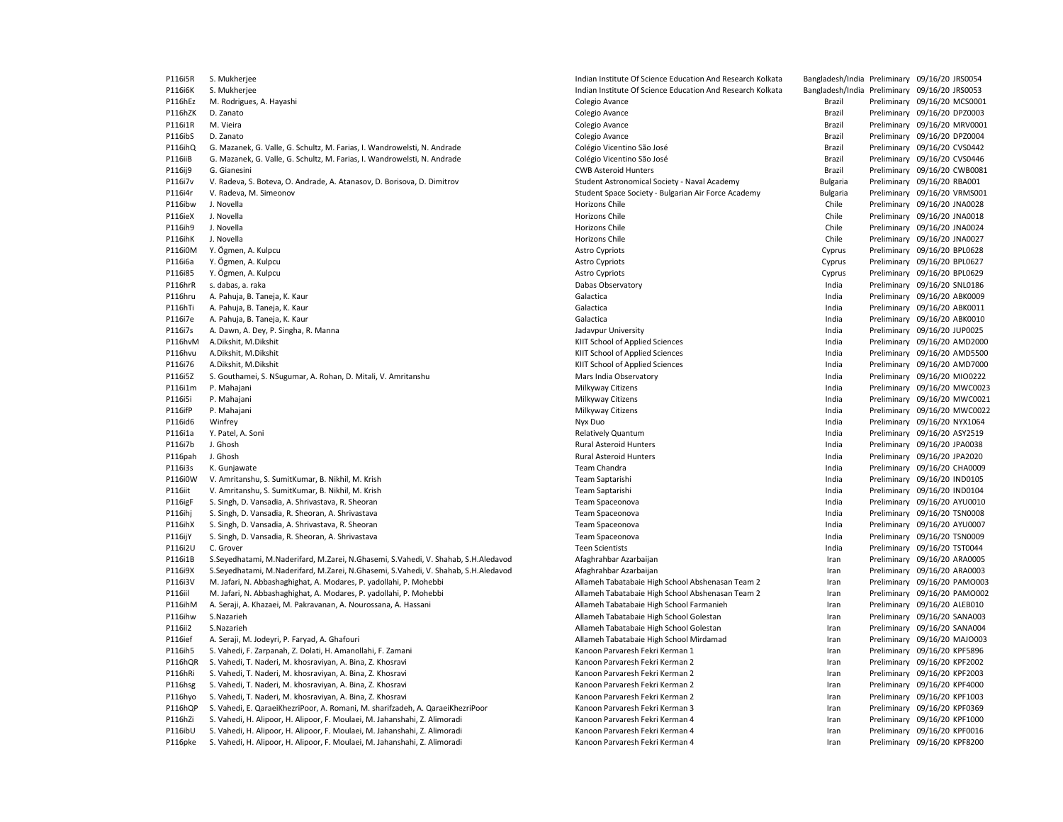| | | | | | | |
|---|---|---|---|---|---|---|
| P116i5R | S. Mukherjee | Indian Institute Of Science Education And Research Kolkata | Bangladesh/India | Preliminary | 09/16/20 | JRS0054 |
| P116i6K | S. Mukherjee | Indian Institute Of Science Education And Research Kolkata | Bangladesh/India | Preliminary | 09/16/20 | JRS0053 |
| P116hEz | M. Rodrigues, A. Hayashi | Colegio Avance | Brazil | Preliminary | 09/16/20 | MCS0001 |
| P116hZK | D. Zanato | Colegio Avance | Brazil | Preliminary | 09/16/20 | DPZ0003 |
| P116i1R | M. Vieira | Colegio Avance | Brazil | Preliminary | 09/16/20 | MRV0001 |
| P116ibS | D. Zanato | Colegio Avance | Brazil | Preliminary | 09/16/20 | DPZ0004 |
| P116ihQ | G. Mazanek, G. Valle, G. Schultz, M. Farias, I. Wandrowelsti, N. Andrade | Colégio Vicentino São José | Brazil | Preliminary | 09/16/20 | CVS0442 |
| P116iiB | G. Mazanek, G. Valle, G. Schultz, M. Farias, I. Wandrowelsti, N. Andrade | Colégio Vicentino São José | Brazil | Preliminary | 09/16/20 | CVS0446 |
| P116ij9 | G. Gianesini | CWB Asteroid Hunters | Brazil | Preliminary | 09/16/20 | CWB0081 |
| P116i7v | V. Radeva, S. Boteva, O. Andrade, A. Atanasov, D. Borisova, D. Dimitrov | Student Astronomical Society - Naval Academy | Bulgaria | Preliminary | 09/16/20 | RBA001 |
| P116i4r | V. Radeva, M. Simeonov | Student Space Society - Bulgarian Air Force Academy | Bulgaria | Preliminary | 09/16/20 | VRMS001 |
| P116ibw | J. Novella | Horizons Chile | Chile | Preliminary | 09/16/20 | JNA0028 |
| P116ieX | J. Novella | Horizons Chile | Chile | Preliminary | 09/16/20 | JNA0018 |
| P116ih9 | J. Novella | Horizons Chile | Chile | Preliminary | 09/16/20 | JNA0024 |
| P116ihK | J. Novella | Horizons Chile | Chile | Preliminary | 09/16/20 | JNA0027 |
| P116i0M | Y. Ögmen, A. Kulpcu | Astro Cypriots | Cyprus | Preliminary | 09/16/20 | BPL0628 |
| P116i6a | Y. Ögmen, A. Kulpcu | Astro Cypriots | Cyprus | Preliminary | 09/16/20 | BPL0627 |
| P116i85 | Y. Ögmen, A. Kulpcu | Astro Cypriots | Cyprus | Preliminary | 09/16/20 | BPL0629 |
| P116hrR | s. dabas, a. raka | Dabas Observatory | India | Preliminary | 09/16/20 | SNL0186 |
| P116hru | A. Pahuja, B. Taneja, K. Kaur | Galactica | India | Preliminary | 09/16/20 | ABK0009 |
| P116hTi | A. Pahuja, B. Taneja, K. Kaur | Galactica | India | Preliminary | 09/16/20 | ABK0011 |
| P116i7e | A. Pahuja, B. Taneja, K. Kaur | Galactica | India | Preliminary | 09/16/20 | ABK0010 |
| P116i7s | A. Dawn, A. Dey, P. Singha, R. Manna | Jadavpur University | India | Preliminary | 09/16/20 | JUP0025 |
| P116hvM | A.Dikshit, M.Dikshit | KIIT School of Applied Sciences | India | Preliminary | 09/16/20 | AMD2000 |
| P116hvu | A.Dikshit, M.Dikshit | KIIT School of Applied Sciences | India | Preliminary | 09/16/20 | AMD5500 |
| P116i76 | A.Dikshit, M.Dikshit | KIIT School of Applied Sciences | India | Preliminary | 09/16/20 | AMD7000 |
| P116i5Z | S. Gouthamei, S. NSugumar, A. Rohan, D. Mitali, V. Amritanshu | Mars India Observatory | India | Preliminary | 09/16/20 | MIO0222 |
| P116i1m | P. Mahajani | Milkyway Citizens | India | Preliminary | 09/16/20 | MWC0023 |
| P116i5i | P. Mahajani | Milkyway Citizens | India | Preliminary | 09/16/20 | MWC0021 |
| P116ifP | P. Mahajani | Milkyway Citizens | India | Preliminary | 09/16/20 | MWC0022 |
| P116id6 | Winfrey | Nyx Duo | India | Preliminary | 09/16/20 | NYX1064 |
| P116i1a | Y. Patel, A. Soni | Relatively Quantum | India | Preliminary | 09/16/20 | ASY2519 |
| P116i7b | J. Ghosh | Rural Asteroid Hunters | India | Preliminary | 09/16/20 | JPA0038 |
| P116pah | J. Ghosh | Rural Asteroid Hunters | India | Preliminary | 09/16/20 | JPA2020 |
| P116i3s | K. Gunjawate | Team Chandra | India | Preliminary | 09/16/20 | CHA0009 |
| P116i0W | V. Amritanshu, S. SumitKumar, B. Nikhil, M. Krish | Team Saptarishi | India | Preliminary | 09/16/20 | IND0105 |
| P116iit | V. Amritanshu, S. SumitKumar, B. Nikhil, M. Krish | Team Saptarishi | India | Preliminary | 09/16/20 | IND0104 |
| P116igF | S. Singh, D. Vansadia, A. Shrivastava, R. Sheoran | Team Spaceonova | India | Preliminary | 09/16/20 | AYU0010 |
| P116ihj | S. Singh, D. Vansadia, R. Sheoran, A. Shrivastava | Team Spaceonova | India | Preliminary | 09/16/20 | TSN0008 |
| P116ihX | S. Singh, D. Vansadia, A. Shrivastava, R. Sheoran | Team Spaceonova | India | Preliminary | 09/16/20 | AYU0007 |
| P116ijY | S. Singh, D. Vansadia, R. Sheoran, A. Shrivastava | Team Spaceonova | India | Preliminary | 09/16/20 | TSN0009 |
| P116i2U | C. Grover | Teen Scientists | India | Preliminary | 09/16/20 | TST0044 |
| P116i1B | S.Seyedhatami, M.Naderifard, M.Zarei, N.Ghasemi, S.Vahedi, V. Shahab, S.H.Aledavod | Afaghrahbar Azarbaijan | Iran | Preliminary | 09/16/20 | ARA0005 |
| P116i9X | S.Seyedhatami, M.Naderifard, M.Zarei, N.Ghasemi, S.Vahedi, V. Shahab, S.H.Aledavod | Afaghrahbar Azarbaijan | Iran | Preliminary | 09/16/20 | ARA0003 |
| P116i3V | M. Jafari, N. Abbashaghighat, A. Modares, P. yadollahi, P. Mohebbi | Allameh Tabatabaie High School Abshenasan Team 2 | Iran | Preliminary | 09/16/20 | PAMO003 |
| P116iil | M. Jafari, N. Abbashaghighat, A. Modares, P. yadollahi, P. Mohebbi | Allameh Tabatabaie High School Abshenasan Team 2 | Iran | Preliminary | 09/16/20 | PAMO002 |
| P116ihM | A. Seraji, A. Khazaei, M. Pakravanan, A. Nourossana, A. Hassani | Allameh Tabatabaie High School Farmanieh | Iran | Preliminary | 09/16/20 | ALEB010 |
| P116ihw | S.Nazarieh | Allameh Tabatabaie High School Golestan | Iran | Preliminary | 09/16/20 | SANA003 |
| P116ii2 | S.Nazarieh | Allameh Tabatabaie High School Golestan | Iran | Preliminary | 09/16/20 | SANA004 |
| P116ief | A. Seraji, M. Jodeyri, P. Faryad, A. Ghafouri | Allameh Tabatabaie High School Mirdamad | Iran | Preliminary | 09/16/20 | MAJO003 |
| P116ih5 | S. Vahedi, F. Zarpanah, Z. Dolati, H. Amanollahi, F. Zamani | Kanoon Parvaresh Fekri Kerman 1 | Iran | Preliminary | 09/16/20 | KPF5896 |
| P116hQR | S. Vahedi, T. Naderi, M. khosraviyan, A. Bina, Z. Khosravi | Kanoon Parvaresh Fekri Kerman 2 | Iran | Preliminary | 09/16/20 | KPF2002 |
| P116hRi | S. Vahedi, T. Naderi, M. khosraviyan, A. Bina, Z. Khosravi | Kanoon Parvaresh Fekri Kerman 2 | Iran | Preliminary | 09/16/20 | KPF2003 |
| P116hsg | S. Vahedi, T. Naderi, M. khosraviyan, A. Bina, Z. Khosravi | Kanoon Parvaresh Fekri Kerman 2 | Iran | Preliminary | 09/16/20 | KPF4000 |
| P116hyo | S. Vahedi, T. Naderi, M. khosraviyan, A. Bina, Z. Khosravi | Kanoon Parvaresh Fekri Kerman 2 | Iran | Preliminary | 09/16/20 | KPF1003 |
| P116hQP | S. Vahedi, E. QaraeiKhezriPoor, A. Romani, M. sharifzadeh, A. QaraeiKhezriPoor | Kanoon Parvaresh Fekri Kerman 3 | Iran | Preliminary | 09/16/20 | KPF0369 |
| P116hZi | S. Vahedi, H. Alipoor, H. Alipoor, F. Moulaei, M. Jahanshahi, Z. Alimoradi | Kanoon Parvaresh Fekri Kerman 4 | Iran | Preliminary | 09/16/20 | KPF1000 |
| P116ibU | S. Vahedi, H. Alipoor, H. Alipoor, F. Moulaei, M. Jahanshahi, Z. Alimoradi | Kanoon Parvaresh Fekri Kerman 4 | Iran | Preliminary | 09/16/20 | KPF0016 |
| P116pke | S. Vahedi, H. Alipoor, H. Alipoor, F. Moulaei, M. Jahanshahi, Z. Alimoradi | Kanoon Parvaresh Fekri Kerman 4 | Iran | Preliminary | 09/16/20 | KPF8200 |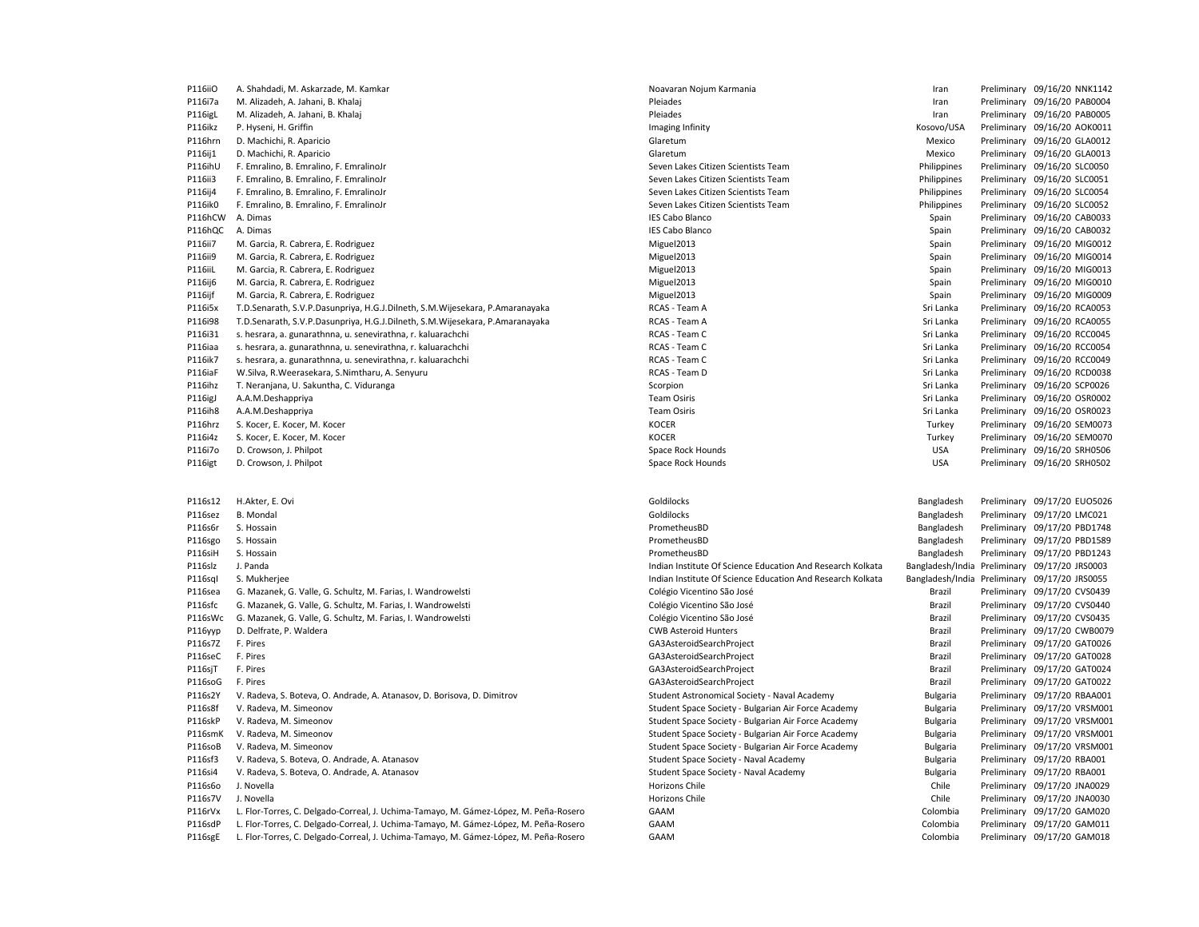| | | | | | | |
|---|---|---|---|---|---|---|
| P116iiO | A. Shahdadi, M. Askarzade, M. Kamkar | Noavaran Nojum Karmania | Iran | Preliminary | 09/16/20 | NNK1142 |
| P116i7a | M. Alizadeh, A. Jahani, B. Khalaj | Pleiades | Iran | Preliminary | 09/16/20 | PAB0004 |
| P116igL | M. Alizadeh, A. Jahani, B. Khalaj | Pleiades | Iran | Preliminary | 09/16/20 | PAB0005 |
| P116ikz | P. Hyseni, H. Griffin | Imaging Infinity | Kosovo/USA | Preliminary | 09/16/20 | AOK0011 |
| P116hrn | D. Machichi, R. Aparicio | Glaretum | Mexico | Preliminary | 09/16/20 | GLA0012 |
| P116ij1 | D. Machichi, R. Aparicio | Glaretum | Mexico | Preliminary | 09/16/20 | GLA0013 |
| P116ihU | F. Emralino, B. Emralino, F. EmralinoJr | Seven Lakes Citizen Scientists Team | Philippines | Preliminary | 09/16/20 | SLC0050 |
| P116ii3 | F. Emralino, B. Emralino, F. EmralinoJr | Seven Lakes Citizen Scientists Team | Philippines | Preliminary | 09/16/20 | SLC0051 |
| P116ij4 | F. Emralino, B. Emralino, F. EmralinoJr | Seven Lakes Citizen Scientists Team | Philippines | Preliminary | 09/16/20 | SLC0054 |
| P116ik0 | F. Emralino, B. Emralino, F. EmralinoJr | Seven Lakes Citizen Scientists Team | Philippines | Preliminary | 09/16/20 | SLC0052 |
| P116hCW | A. Dimas | IES Cabo Blanco | Spain | Preliminary | 09/16/20 | CAB0033 |
| P116hQC | A. Dimas | IES Cabo Blanco | Spain | Preliminary | 09/16/20 | CAB0032 |
| P116ii7 | M. Garcia, R. Cabrera, E. Rodriguez | Miguel2013 | Spain | Preliminary | 09/16/20 | MIG0012 |
| P116ii9 | M. Garcia, R. Cabrera, E. Rodriguez | Miguel2013 | Spain | Preliminary | 09/16/20 | MIG0014 |
| P116iiL | M. Garcia, R. Cabrera, E. Rodriguez | Miguel2013 | Spain | Preliminary | 09/16/20 | MIG0013 |
| P116ij6 | M. Garcia, R. Cabrera, E. Rodriguez | Miguel2013 | Spain | Preliminary | 09/16/20 | MIG0010 |
| P116ijf | M. Garcia, R. Cabrera, E. Rodriguez | Miguel2013 | Spain | Preliminary | 09/16/20 | MIG0009 |
| P116i5x | T.D.Senarath, S.V.P.Dasunpriya, H.G.J.Dilneth, S.M.Wijesekara, P.Amaranayaka | RCAS - Team A | Sri Lanka | Preliminary | 09/16/20 | RCA0053 |
| P116i98 | T.D.Senarath, S.V.P.Dasunpriya, H.G.J.Dilneth, S.M.Wijesekara, P.Amaranayaka | RCAS - Team A | Sri Lanka | Preliminary | 09/16/20 | RCA0055 |
| P116i31 | s. hesrara, a. gunarathnna, u. senevirathna, r. kaluarachchi | RCAS - Team C | Sri Lanka | Preliminary | 09/16/20 | RCC0045 |
| P116iaa | s. hesrara, a. gunarathnna, u. senevirathna, r. kaluarachchi | RCAS - Team C | Sri Lanka | Preliminary | 09/16/20 | RCC0054 |
| P116ik7 | s. hesrara, a. gunarathnna, u. senevirathna, r. kaluarachchi | RCAS - Team C | Sri Lanka | Preliminary | 09/16/20 | RCC0049 |
| P116iaF | W.Silva, R.Weerasekara, S.Nimtharu, A. Senyuru | RCAS - Team D | Sri Lanka | Preliminary | 09/16/20 | RCD0038 |
| P116ihz | T. Neranjana, U. Sakuntha, C. Viduranga | Scorpion | Sri Lanka | Preliminary | 09/16/20 | SCP0026 |
| P116igJ | A.A.M.Deshappriya | Team Osiris | Sri Lanka | Preliminary | 09/16/20 | OSR0002 |
| P116ih8 | A.A.M.Deshappriya | Team Osiris | Sri Lanka | Preliminary | 09/16/20 | OSR0023 |
| P116hrz | S. Kocer, E. Kocer, M. Kocer | KOCER | Turkey | Preliminary | 09/16/20 | SEM0073 |
| P116i4z | S. Kocer, E. Kocer, M. Kocer | KOCER | Turkey | Preliminary | 09/16/20 | SEM0070 |
| P116i7o | D. Crowson, J. Philpot | Space Rock Hounds | USA | Preliminary | 09/16/20 | SRH0506 |
| P116igt | D. Crowson, J. Philpot | Space Rock Hounds | USA | Preliminary | 09/16/20 | SRH0502 |

| | | | | | | |
|---|---|---|---|---|---|---|
| P116s12 | H.Akter, E. Ovi | Goldilocks | Bangladesh | Preliminary | 09/17/20 | EUO5026 |
| P116sez | B. Mondal | Goldilocks | Bangladesh | Preliminary | 09/17/20 | LMC021 |
| P116s6r | S. Hossain | PrometheusBD | Bangladesh | Preliminary | 09/17/20 | PBD1748 |
| P116sgo | S. Hossain | PrometheusBD | Bangladesh | Preliminary | 09/17/20 | PBD1589 |
| P116siH | S. Hossain | PrometheusBD | Bangladesh | Preliminary | 09/17/20 | PBD1243 |
| P116slz | J. Panda | Indian Institute Of Science Education And Research Kolkata | Bangladesh/India | Preliminary | 09/17/20 | JRS0003 |
| P116sql | S. Mukherjee | Indian Institute Of Science Education And Research Kolkata | Bangladesh/India | Preliminary | 09/17/20 | JRS0055 |
| P116sea | G. Mazanek, G. Valle, G. Schultz, M. Farias, I. Wandrowelsti | Colégio Vicentino São José | Brazil | Preliminary | 09/17/20 | CVS0439 |
| P116sfc | G. Mazanek, G. Valle, G. Schultz, M. Farias, I. Wandrowelsti | Colégio Vicentino São José | Brazil | Preliminary | 09/17/20 | CVS0440 |
| P116sWc | G. Mazanek, G. Valle, G. Schultz, M. Farias, I. Wandrowelsti | Colégio Vicentino São José | Brazil | Preliminary | 09/17/20 | CVS0435 |
| P116yyp | D. Delfrate, P. Waldera | CWB Asteroid Hunters | Brazil | Preliminary | 09/17/20 | CWB0079 |
| P116s7Z | F. Pires | GA3AsteroidSearchProject | Brazil | Preliminary | 09/17/20 | GAT0026 |
| P116seC | F. Pires | GA3AsteroidSearchProject | Brazil | Preliminary | 09/17/20 | GAT0028 |
| P116sjT | F. Pires | GA3AsteroidSearchProject | Brazil | Preliminary | 09/17/20 | GAT0024 |
| P116soG | F. Pires | GA3AsteroidSearchProject | Brazil | Preliminary | 09/17/20 | GAT0022 |
| P116s2Y | V. Radeva, S. Boteva, O. Andrade, A. Atanasov, D. Borisova, D. Dimitrov | Student Astronomical Society - Naval Academy | Bulgaria | Preliminary | 09/17/20 | RBAA001 |
| P116s8f | V. Radeva, M. Simeonov | Student Space Society - Bulgarian Air Force Academy | Bulgaria | Preliminary | 09/17/20 | VRSM001 |
| P116skP | V. Radeva, M. Simeonov | Student Space Society - Bulgarian Air Force Academy | Bulgaria | Preliminary | 09/17/20 | VRSM001 |
| P116smK | V. Radeva, M. Simeonov | Student Space Society - Bulgarian Air Force Academy | Bulgaria | Preliminary | 09/17/20 | VRSM001 |
| P116soB | V. Radeva, M. Simeonov | Student Space Society - Bulgarian Air Force Academy | Bulgaria | Preliminary | 09/17/20 | VRSM001 |
| P116sf3 | V. Radeva, S. Boteva, O. Andrade, A. Atanasov | Student Space Society - Naval Academy | Bulgaria | Preliminary | 09/17/20 | RBA001 |
| P116si4 | V. Radeva, S. Boteva, O. Andrade, A. Atanasov | Student Space Society - Naval Academy | Bulgaria | Preliminary | 09/17/20 | RBA001 |
| P116s6o | J. Novella | Horizons Chile | Chile | Preliminary | 09/17/20 | JNA0029 |
| P116s7V | J. Novella | Horizons Chile | Chile | Preliminary | 09/17/20 | JNA0030 |
| P116rVx | L. Flor-Torres, C. Delgado-Correal, J. Uchima-Tamayo, M. Gámez-López, M. Peña-Rosero | GAAM | Colombia | Preliminary | 09/17/20 | GAM020 |
| P116sdP | L. Flor-Torres, C. Delgado-Correal, J. Uchima-Tamayo, M. Gámez-López, M. Peña-Rosero | GAAM | Colombia | Preliminary | 09/17/20 | GAM011 |
| P116sgE | L. Flor-Torres, C. Delgado-Correal, J. Uchima-Tamayo, M. Gámez-López, M. Peña-Rosero | GAAM | Colombia | Preliminary | 09/17/20 | GAM018 |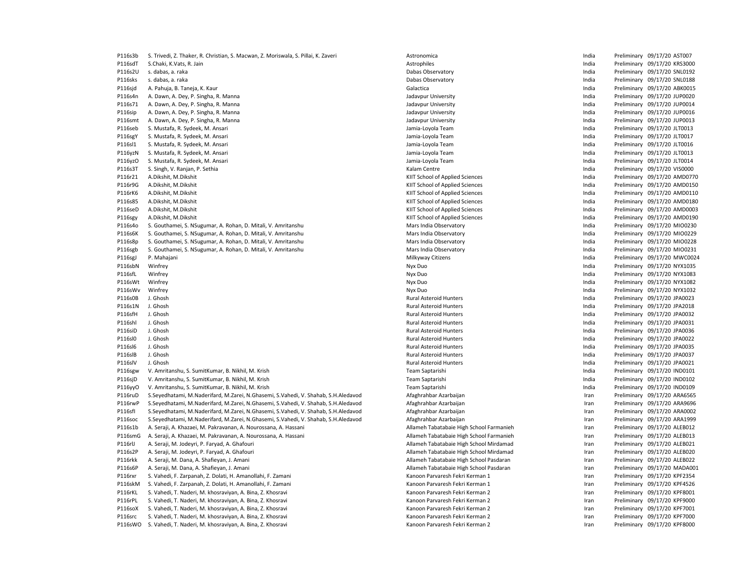| | | | | | | |
|---|---|---|---|---|---|---|
| P116s3b | S. Trivedi, Z. Thaker, R. Christian, S. Macwan, Z. Moriswala, S. Pillai, K. Zaveri | Astronomica | India | Preliminary | 09/17/20 | AST007 |
| P116sdT | S.Chaki, K.Vats, R. Jain | Astrophiles | India | Preliminary | 09/17/20 | KRS3000 |
| P116s2U | s. dabas, a. raka | Dabas Observatory | India | Preliminary | 09/17/20 | SNL0192 |
| P116sks | s. dabas, a. raka | Dabas Observatory | India | Preliminary | 09/17/20 | SNL0188 |
| P116sjd | A. Pahuja, B. Taneja, K. Kaur | Galactica | India | Preliminary | 09/17/20 | ABK0015 |
| P116s4n | A. Dawn, A. Dey, P. Singha, R. Manna | Jadavpur University | India | Preliminary | 09/17/20 | JUP0020 |
| P116s71 | A. Dawn, A. Dey, P. Singha, R. Manna | Jadavpur University | India | Preliminary | 09/17/20 | JUP0014 |
| P116sip | A. Dawn, A. Dey, P. Singha, R. Manna | Jadavpur University | India | Preliminary | 09/17/20 | JUP0016 |
| P116smt | A. Dawn, A. Dey, P. Singha, R. Manna | Jadavpur University | India | Preliminary | 09/17/20 | JUP0013 |
| P116seb | S. Mustafa, R. Sydeek, M. Ansari | Jamia-Loyola Team | India | Preliminary | 09/17/20 | JLT0013 |
| P116sgY | S. Mustafa, R. Sydeek, M. Ansari | Jamia-Loyola Team | India | Preliminary | 09/17/20 | JLT0017 |
| P116sl1 | S. Mustafa, R. Sydeek, M. Ansari | Jamia-Loyola Team | India | Preliminary | 09/17/20 | JLT0016 |
| P116yzN | S. Mustafa, R. Sydeek, M. Ansari | Jamia-Loyola Team | India | Preliminary | 09/17/20 | JLT0013 |
| P116yzO | S. Mustafa, R. Sydeek, M. Ansari | Jamia-Loyola Team | India | Preliminary | 09/17/20 | JLT0014 |
| P116s3T | S. Singh, V. Ranjan, P. Sethia | Kalam Centre | India | Preliminary | 09/17/20 | VIS0000 |
| P116r21 | A.Dikshit, M.Dikshit | KIIT School of Applied Sciences | India | Preliminary | 09/17/20 | AMD0770 |
| P116r9G | A.Dikshit, M.Dikshit | KIIT School of Applied Sciences | India | Preliminary | 09/17/20 | AMD0150 |
| P116rK6 | A.Dikshit, M.Dikshit | KIIT School of Applied Sciences | India | Preliminary | 09/17/20 | AMD0110 |
| P116s85 | A.Dikshit, M.Dikshit | KIIT School of Applied Sciences | India | Preliminary | 09/17/20 | AMD0180 |
| P116seD | A.Dikshit, M.Dikshit | KIIT School of Applied Sciences | India | Preliminary | 09/17/20 | AMD0003 |
| P116sgy | A.Dikshit, M.Dikshit | KIIT School of Applied Sciences | India | Preliminary | 09/17/20 | AMD0190 |
| P116s4o | S. Gouthamei, S. NSugumar, A. Rohan, D. Mitali, V. Amritanshu | Mars India Observatory | India | Preliminary | 09/17/20 | MIO0230 |
| P116s6K | S. Gouthamei, S. NSugumar, A. Rohan, D. Mitali, V. Amritanshu | Mars India Observatory | India | Preliminary | 09/17/20 | MIO0229 |
| P116s8p | S. Gouthamei, S. NSugumar, A. Rohan, D. Mitali, V. Amritanshu | Mars India Observatory | India | Preliminary | 09/17/20 | MIO0228 |
| P116sgb | S. Gouthamei, S. NSugumar, A. Rohan, D. Mitali, V. Amritanshu | Mars India Observatory | India | Preliminary | 09/17/20 | MIO0231 |
| P116sgJ | P. Mahajani | Milkyway Citizens | India | Preliminary | 09/17/20 | MWC0024 |
| P116sbN | Winfrey | Nyx Duo | India | Preliminary | 09/17/20 | NYX1035 |
| P116sfL | Winfrey | Nyx Duo | India | Preliminary | 09/17/20 | NYX1083 |
| P116sWt | Winfrey | Nyx Duo | India | Preliminary | 09/17/20 | NYX1082 |
| P116sWv | Winfrey | Nyx Duo | India | Preliminary | 09/17/20 | NYX1032 |
| P116s0B | J. Ghosh | Rural Asteroid Hunters | India | Preliminary | 09/17/20 | JPA0023 |
| P116s1N | J. Ghosh | Rural Asteroid Hunters | India | Preliminary | 09/17/20 | JPA2018 |
| P116sfH | J. Ghosh | Rural Asteroid Hunters | India | Preliminary | 09/17/20 | JPA0032 |
| P116shl | J. Ghosh | Rural Asteroid Hunters | India | Preliminary | 09/17/20 | JPA0031 |
| P116siD | J. Ghosh | Rural Asteroid Hunters | India | Preliminary | 09/17/20 | JPA0036 |
| P116sl0 | J. Ghosh | Rural Asteroid Hunters | India | Preliminary | 09/17/20 | JPA0022 |
| P116sl6 | J. Ghosh | Rural Asteroid Hunters | India | Preliminary | 09/17/20 | JPA0035 |
| P116slB | J. Ghosh | Rural Asteroid Hunters | India | Preliminary | 09/17/20 | JPA0037 |
| P116slV | J. Ghosh | Rural Asteroid Hunters | India | Preliminary | 09/17/20 | JPA0021 |
| P116sgw | V. Amritanshu, S. SumitKumar, B. Nikhil, M. Krish | Team Saptarishi | India | Preliminary | 09/17/20 | IND0101 |
| P116sjD | V. Amritanshu, S. SumitKumar, B. Nikhil, M. Krish | Team Saptarishi | India | Preliminary | 09/17/20 | IND0102 |
| P116yyO | V. Amritanshu, S. SumitKumar, B. Nikhil, M. Krish | Team Saptarishi | India | Preliminary | 09/17/20 | IND0109 |
| P116ruD | S.Seyedhatami, M.Naderifard, M.Zarei, N.Ghasemi, S.Vahedi, V. Shahab, S.H.Aledavod | Afaghrahbar Azarbaijan | Iran | Preliminary | 09/17/20 | ARA6565 |
| P116rwP | S.Seyedhatami, M.Naderifard, M.Zarei, N.Ghasemi, S.Vahedi, V. Shahab, S.H.Aledavod | Afaghrahbar Azarbaijan | Iran | Preliminary | 09/17/20 | ARA9696 |
| P116sfl | S.Seyedhatami, M.Naderifard, M.Zarei, N.Ghasemi, S.Vahedi, V. Shahab, S.H.Aledavod | Afaghrahbar Azarbaijan | Iran | Preliminary | 09/17/20 | ARA0002 |
| P116soc | S.Seyedhatami, M.Naderifard, M.Zarei, N.Ghasemi, S.Vahedi, V. Shahab, S.H.Aledavod | Afaghrahbar Azarbaijan | Iran | Preliminary | 09/17/20 | ARA1999 |
| P116s1b | A. Seraji, A. Khazaei, M. Pakravanan, A. Nourossana, A. Hassani | Allameh Tabatabaie High School Farmanieh | Iran | Preliminary | 09/17/20 | ALEB012 |
| P116smG | A. Seraji, A. Khazaei, M. Pakravanan, A. Nourossana, A. Hassani | Allameh Tabatabaie High School Farmanieh | Iran | Preliminary | 09/17/20 | ALEB013 |
| P116rlJ | A. Seraji, M. Jodeyri, P. Faryad, A. Ghafouri | Allameh Tabatabaie High School Mirdamad | Iran | Preliminary | 09/17/20 | ALEB021 |
| P116s2P | A. Seraji, M. Jodeyri, P. Faryad, A. Ghafouri | Allameh Tabatabaie High School Mirdamad | Iran | Preliminary | 09/17/20 | ALEB020 |
| P116rkk | A. Seraji, M. Dana, A. Shafieyan, J. Amani | Allameh Tabatabaie High School Pasdaran | Iran | Preliminary | 09/17/20 | ALEB022 |
| P116s6P | A. Seraji, M. Dana, A. Shafieyan, J. Amani | Allameh Tabatabaie High School Pasdaran | Iran | Preliminary | 09/17/20 | MADA001 |
| P116rxr | S. Vahedi, F. Zarpanah, Z. Dolati, H. Amanollahi, F. Zamani | Kanoon Parvaresh Fekri Kerman 1 | Iran | Preliminary | 09/17/20 | KPF2354 |
| P116skM | S. Vahedi, F. Zarpanah, Z. Dolati, H. Amanollahi, F. Zamani | Kanoon Parvaresh Fekri Kerman 1 | Iran | Preliminary | 09/17/20 | KPF4526 |
| P116rKL | S. Vahedi, T. Naderi, M. khosraviyan, A. Bina, Z. Khosravi | Kanoon Parvaresh Fekri Kerman 2 | Iran | Preliminary | 09/17/20 | KPF8001 |
| P116rPL | S. Vahedi, T. Naderi, M. khosraviyan, A. Bina, Z. Khosravi | Kanoon Parvaresh Fekri Kerman 2 | Iran | Preliminary | 09/17/20 | KPF9000 |
| P116soX | S. Vahedi, T. Naderi, M. khosraviyan, A. Bina, Z. Khosravi | Kanoon Parvaresh Fekri Kerman 2 | Iran | Preliminary | 09/17/20 | KPF7001 |
| P116src | S. Vahedi, T. Naderi, M. khosraviyan, A. Bina, Z. Khosravi | Kanoon Parvaresh Fekri Kerman 2 | Iran | Preliminary | 09/17/20 | KPF7000 |
| P116sWO | S. Vahedi, T. Naderi, M. khosraviyan, A. Bina, Z. Khosravi | Kanoon Parvaresh Fekri Kerman 2 | Iran | Preliminary | 09/17/20 | KPF8000 |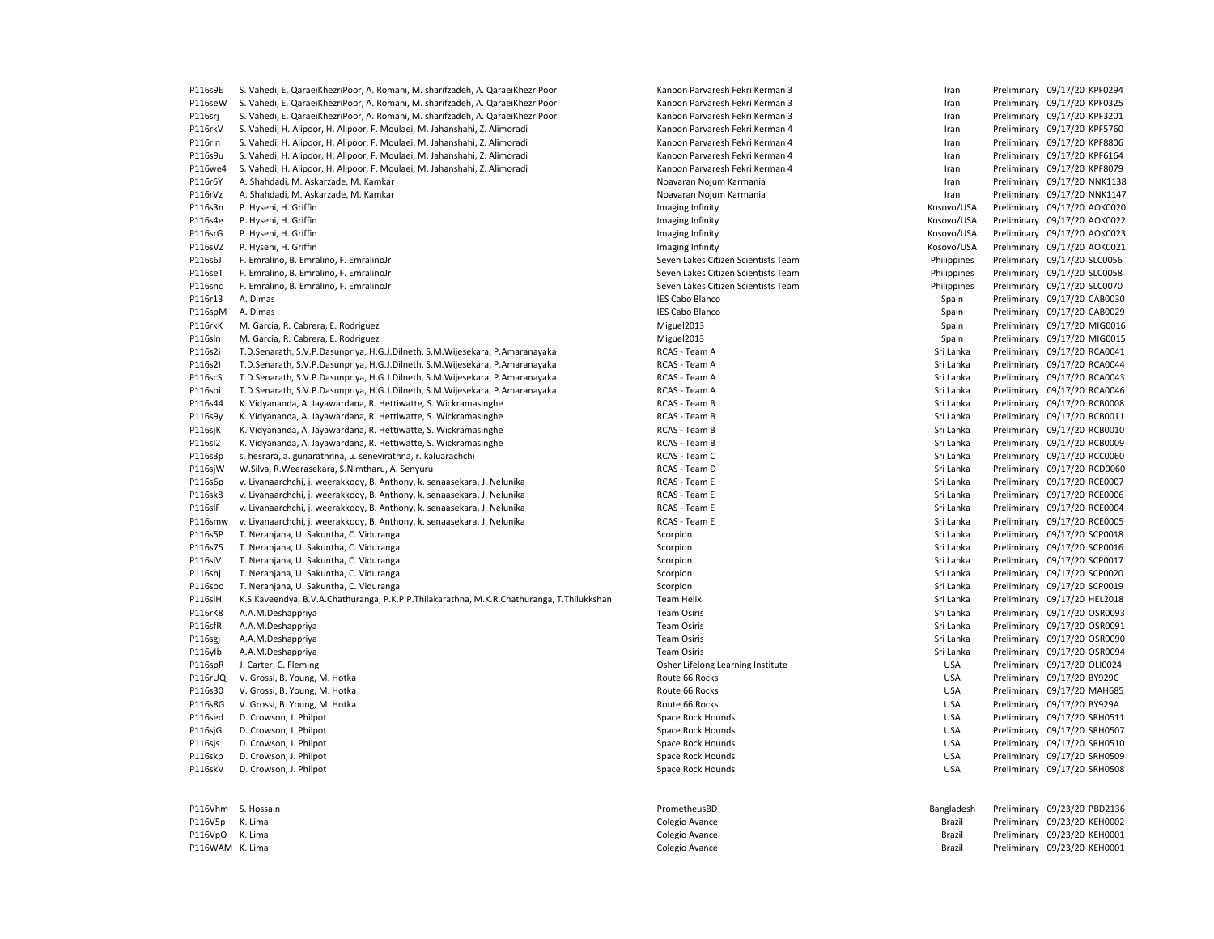| | | | | | | |
|---|---|---|---|---|---|---|
| P116s9E | S. Vahedi, E. QaraeiKhezriPoor, A. Romani, M. sharifzadeh, A. QaraeiKhezriPoor | Kanoon Parvaresh Fekri Kerman 3 | Iran | Preliminary | 09/17/20 | KPF0294 |
| P116seW | S. Vahedi, E. QaraeiKhezriPoor, A. Romani, M. sharifzadeh, A. QaraeiKhezriPoor | Kanoon Parvaresh Fekri Kerman 3 | Iran | Preliminary | 09/17/20 | KPF0325 |
| P116srj | S. Vahedi, E. QaraeiKhezriPoor, A. Romani, M. sharifzadeh, A. QaraeiKhezriPoor | Kanoon Parvaresh Fekri Kerman 3 | Iran | Preliminary | 09/17/20 | KPF3201 |
| P116rkV | S. Vahedi, H. Alipoor, H. Alipoor, F. Moulaei, M. Jahanshahi, Z. Alimoradi | Kanoon Parvaresh Fekri Kerman 4 | Iran | Preliminary | 09/17/20 | KPF5760 |
| P116rln | S. Vahedi, H. Alipoor, H. Alipoor, F. Moulaei, M. Jahanshahi, Z. Alimoradi | Kanoon Parvaresh Fekri Kerman 4 | Iran | Preliminary | 09/17/20 | KPF8806 |
| P116s9u | S. Vahedi, H. Alipoor, H. Alipoor, F. Moulaei, M. Jahanshahi, Z. Alimoradi | Kanoon Parvaresh Fekri Kerman 4 | Iran | Preliminary | 09/17/20 | KPF6164 |
| P116we4 | S. Vahedi, H. Alipoor, H. Alipoor, F. Moulaei, M. Jahanshahi, Z. Alimoradi | Kanoon Parvaresh Fekri Kerman 4 | Iran | Preliminary | 09/17/20 | KPF8079 |
| P116r6Y | A. Shahdadi, M. Askarzade, M. Kamkar | Noavaran Nojum Karmania | Iran | Preliminary | 09/17/20 | NNK1138 |
| P116rVz | A. Shahdadi, M. Askarzade, M. Kamkar | Noavaran Nojum Karmania | Iran | Preliminary | 09/17/20 | NNK1147 |
| P116s3n | P. Hyseni, H. Griffin | Imaging Infinity | Kosovo/USA | Preliminary | 09/17/20 | AOK0020 |
| P116s4e | P. Hyseni, H. Griffin | Imaging Infinity | Kosovo/USA | Preliminary | 09/17/20 | AOK0022 |
| P116srG | P. Hyseni, H. Griffin | Imaging Infinity | Kosovo/USA | Preliminary | 09/17/20 | AOK0023 |
| P116sVZ | P. Hyseni, H. Griffin | Imaging Infinity | Kosovo/USA | Preliminary | 09/17/20 | AOK0021 |
| P116s6J | F. Emralino, B. Emralino, F. EmralinoJr | Seven Lakes Citizen Scientists Team | Philippines | Preliminary | 09/17/20 | SLC0056 |
| P116seT | F. Emralino, B. Emralino, F. EmralinoJr | Seven Lakes Citizen Scientists Team | Philippines | Preliminary | 09/17/20 | SLC0058 |
| P116snc | F. Emralino, B. Emralino, F. EmralinoJr | Seven Lakes Citizen Scientists Team | Philippines | Preliminary | 09/17/20 | SLC0070 |
| P116r13 | A. Dimas | IES Cabo Blanco | Spain | Preliminary | 09/17/20 | CAB0030 |
| P116spM | A. Dimas | IES Cabo Blanco | Spain | Preliminary | 09/17/20 | CAB0029 |
| P116rkK | M. Garcia, R. Cabrera, E. Rodriguez | Miguel2013 | Spain | Preliminary | 09/17/20 | MIG0016 |
| P116sln | M. Garcia, R. Cabrera, E. Rodriguez | Miguel2013 | Spain | Preliminary | 09/17/20 | MIG0015 |
| P116s2i | T.D.Senarath, S.V.P.Dasunpriya, H.G.J.Dilneth, S.M.Wijesekara, P.Amaranayaka | RCAS - Team A | Sri Lanka | Preliminary | 09/17/20 | RCA0041 |
| P116s2l | T.D.Senarath, S.V.P.Dasunpriya, H.G.J.Dilneth, S.M.Wijesekara, P.Amaranayaka | RCAS - Team A | Sri Lanka | Preliminary | 09/17/20 | RCA0044 |
| P116scS | T.D.Senarath, S.V.P.Dasunpriya, H.G.J.Dilneth, S.M.Wijesekara, P.Amaranayaka | RCAS - Team A | Sri Lanka | Preliminary | 09/17/20 | RCA0043 |
| P116soi | T.D.Senarath, S.V.P.Dasunpriya, H.G.J.Dilneth, S.M.Wijesekara, P.Amaranayaka | RCAS - Team A | Sri Lanka | Preliminary | 09/17/20 | RCA0046 |
| P116s44 | K. Vidyananda, A. Jayawardana, R. Hettiwatte, S. Wickramasinghe | RCAS - Team B | Sri Lanka | Preliminary | 09/17/20 | RCB0008 |
| P116s9y | K. Vidyananda, A. Jayawardana, R. Hettiwatte, S. Wickramasinghe | RCAS - Team B | Sri Lanka | Preliminary | 09/17/20 | RCB0011 |
| P116sjK | K. Vidyananda, A. Jayawardana, R. Hettiwatte, S. Wickramasinghe | RCAS - Team B | Sri Lanka | Preliminary | 09/17/20 | RCB0010 |
| P116sl2 | K. Vidyananda, A. Jayawardana, R. Hettiwatte, S. Wickramasinghe | RCAS - Team B | Sri Lanka | Preliminary | 09/17/20 | RCB0009 |
| P116s3p | s. hesrara, a. gunarathnna, u. senevirathna, r. kaluarachchi | RCAS - Team C | Sri Lanka | Preliminary | 09/17/20 | RCC0060 |
| P116sjW | W.Silva, R.Weerasekara, S.Nimtharu, A. Senyuru | RCAS - Team D | Sri Lanka | Preliminary | 09/17/20 | RCD0060 |
| P116s6p | v. Liyanaarchchi, j. weerakkody, B. Anthony, k. senaasekara, J. Nelunika | RCAS - Team E | Sri Lanka | Preliminary | 09/17/20 | RCE0007 |
| P116sk8 | v. Liyanaarchchi, j. weerakkody, B. Anthony, k. senaasekara, J. Nelunika | RCAS - Team E | Sri Lanka | Preliminary | 09/17/20 | RCE0006 |
| P116slF | v. Liyanaarchchi, j. weerakkody, B. Anthony, k. senaasekara, J. Nelunika | RCAS - Team E | Sri Lanka | Preliminary | 09/17/20 | RCE0004 |
| P116smw | v. Liyanaarchchi, j. weerakkody, B. Anthony, k. senaasekara, J. Nelunika | RCAS - Team E | Sri Lanka | Preliminary | 09/17/20 | RCE0005 |
| P116s5P | T. Neranjana, U. Sakuntha, C. Viduranga | Scorpion | Sri Lanka | Preliminary | 09/17/20 | SCP0018 |
| P116s75 | T. Neranjana, U. Sakuntha, C. Viduranga | Scorpion | Sri Lanka | Preliminary | 09/17/20 | SCP0016 |
| P116siV | T. Neranjana, U. Sakuntha, C. Viduranga | Scorpion | Sri Lanka | Preliminary | 09/17/20 | SCP0017 |
| P116snj | T. Neranjana, U. Sakuntha, C. Viduranga | Scorpion | Sri Lanka | Preliminary | 09/17/20 | SCP0020 |
| P116soo | T. Neranjana, U. Sakuntha, C. Viduranga | Scorpion | Sri Lanka | Preliminary | 09/17/20 | SCP0019 |
| P116slH | K.S.Kaveendya, B.V.A.Chathuranga, P.K.P.P.Thilakarathna, M.K.R.Chathuranga, T.Thilukkshan | Team Helix | Sri Lanka | Preliminary | 09/17/20 | HEL2018 |
| P116rK8 | A.A.M.Deshappriya | Team Osiris | Sri Lanka | Preliminary | 09/17/20 | OSR0093 |
| P116sfR | A.A.M.Deshappriya | Team Osiris | Sri Lanka | Preliminary | 09/17/20 | OSR0091 |
| P116sgj | A.A.M.Deshappriya | Team Osiris | Sri Lanka | Preliminary | 09/17/20 | OSR0090 |
| P116ylb | A.A.M.Deshappriya | Team Osiris | Sri Lanka | Preliminary | 09/17/20 | OSR0094 |
| P116spR | J. Carter, C. Fleming | Osher Lifelong Learning Institute | USA | Preliminary | 09/17/20 | OLI0024 |
| P116rUQ | V. Grossi, B. Young, M. Hotka | Route 66 Rocks | USA | Preliminary | 09/17/20 | BY929C |
| P116s30 | V. Grossi, B. Young, M. Hotka | Route 66 Rocks | USA | Preliminary | 09/17/20 | MAH685 |
| P116s8G | V. Grossi, B. Young, M. Hotka | Route 66 Rocks | USA | Preliminary | 09/17/20 | BY929A |
| P116sed | D. Crowson, J. Philpot | Space Rock Hounds | USA | Preliminary | 09/17/20 | SRH0511 |
| P116sjG | D. Crowson, J. Philpot | Space Rock Hounds | USA | Preliminary | 09/17/20 | SRH0507 |
| P116sjs | D. Crowson, J. Philpot | Space Rock Hounds | USA | Preliminary | 09/17/20 | SRH0510 |
| P116skp | D. Crowson, J. Philpot | Space Rock Hounds | USA | Preliminary | 09/17/20 | SRH0509 |
| P116skV | D. Crowson, J. Philpot | Space Rock Hounds | USA | Preliminary | 09/17/20 | SRH0508 |
| | | | | | | |
| P116Vhm | S. Hossain | PrometheusBD | Bangladesh | Preliminary | 09/23/20 | PBD2136 |
| P116V5p | K. Lima | Colegio Avance | Brazil | Preliminary | 09/23/20 | KEH0002 |
| P116VpO | K. Lima | Colegio Avance | Brazil | Preliminary | 09/23/20 | KEH0001 |
| P116WAM | K. Lima | Colegio Avance | Brazil | Preliminary | 09/23/20 | KEH0001 |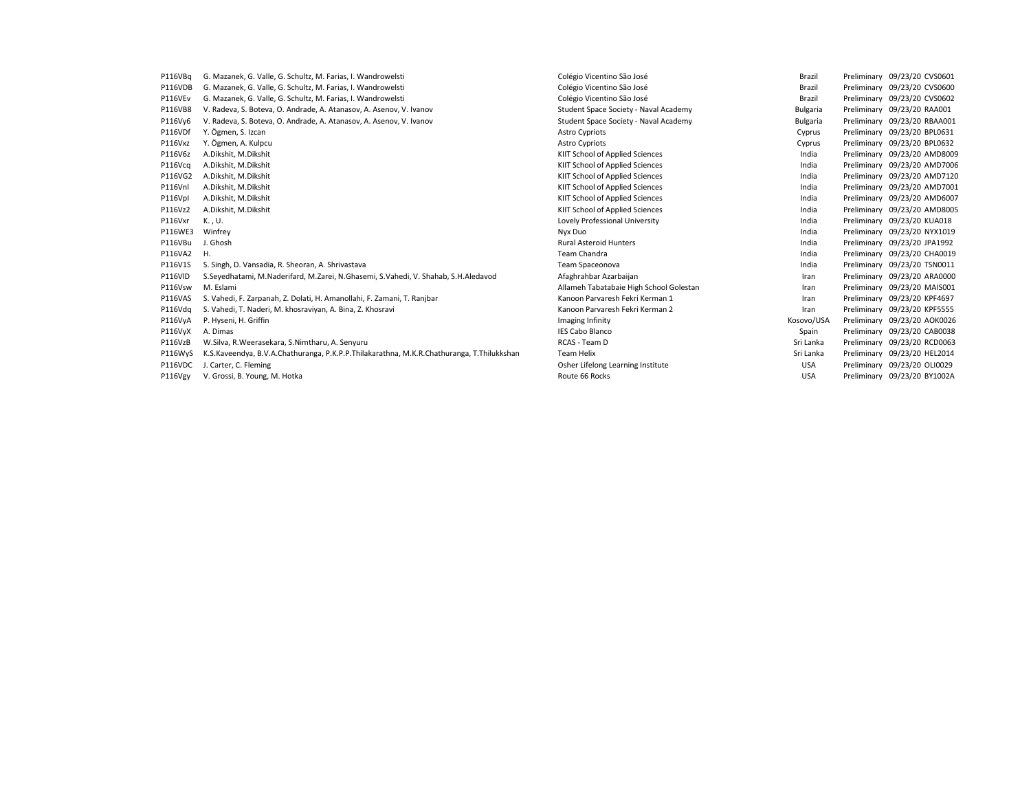| | | | | | | |
|---|---|---|---|---|---|---|
| P116VBq | G. Mazanek, G. Valle, G. Schultz, M. Farias, I. Wandrowelsti | Colégio Vicentino São José | Brazil | Preliminary | 09/23/20 | CVS0601 |
| P116VDB | G. Mazanek, G. Valle, G. Schultz, M. Farias, I. Wandrowelsti | Colégio Vicentino São José | Brazil | Preliminary | 09/23/20 | CVS0600 |
| P116VEv | G. Mazanek, G. Valle, G. Schultz, M. Farias, I. Wandrowelsti | Colégio Vicentino São José | Brazil | Preliminary | 09/23/20 | CVS0602 |
| P116VB8 | V. Radeva, S. Boteva, O. Andrade, A. Atanasov, A. Asenov, V. Ivanov | Student Space Society - Naval Academy | Bulgaria | Preliminary | 09/23/20 | RAA001 |
| P116Vy6 | V. Radeva, S. Boteva, O. Andrade, A. Atanasov, A. Asenov, V. Ivanov | Student Space Society - Naval Academy | Bulgaria | Preliminary | 09/23/20 | RBAA001 |
| P116VDf | Y. Ögmen, S. Izcan | Astro Cypriots | Cyprus | Preliminary | 09/23/20 | BPL0631 |
| P116Vxz | Y. Ögmen, A. Kulpcu | Astro Cypriots | Cyprus | Preliminary | 09/23/20 | BPL0632 |
| P116V6z | A.Dikshit, M.Dikshit | KIIT School of Applied Sciences | India | Preliminary | 09/23/20 | AMD8009 |
| P116Vcq | A.Dikshit, M.Dikshit | KIIT School of Applied Sciences | India | Preliminary | 09/23/20 | AMD7006 |
| P116VG2 | A.Dikshit, M.Dikshit | KIIT School of Applied Sciences | India | Preliminary | 09/23/20 | AMD7120 |
| P116Vnl | A.Dikshit, M.Dikshit | KIIT School of Applied Sciences | India | Preliminary | 09/23/20 | AMD7001 |
| P116Vpl | A.Dikshit, M.Dikshit | KIIT School of Applied Sciences | India | Preliminary | 09/23/20 | AMD6007 |
| P116Vz2 | A.Dikshit, M.Dikshit | KIIT School of Applied Sciences | India | Preliminary | 09/23/20 | AMD8005 |
| P116Vxr | K. , U. | Lovely Professional University | India | Preliminary | 09/23/20 | KUA018 |
| P116WE3 | Winfrey | Nyx Duo | India | Preliminary | 09/23/20 | NYX1019 |
| P116VBu | J. Ghosh | Rural Asteroid Hunters | India | Preliminary | 09/23/20 | JPA1992 |
| P116VA2 | H. | Team Chandra | India | Preliminary | 09/23/20 | CHA0019 |
| P116V1S | S. Singh, D. Vansadia, R. Sheoran, A. Shrivastava | Team Spaceonova | India | Preliminary | 09/23/20 | TSN0011 |
| P116VlD | S.Seyedhatami, M.Naderifard, M.Zarei, N.Ghasemi, S.Vahedi, V. Shahab, S.H.Aledavod | Afaghrahbar Azarbaijan | Iran | Preliminary | 09/23/20 | ARA0000 |
| P116Vsw | M. Eslami | Allameh Tabatabaie High School Golestan | Iran | Preliminary | 09/23/20 | MAIS001 |
| P116VAS | S. Vahedi, F. Zarpanah, Z. Dolati, H. Amanollahi, F. Zamani, T. Ranjbar | Kanoon Parvaresh Fekri Kerman 1 | Iran | Preliminary | 09/23/20 | KPF4697 |
| P116Vdq | S. Vahedi, T. Naderi, M. khosraviyan, A. Bina, Z. Khosravi | Kanoon Parvaresh Fekri Kerman 2 | Iran | Preliminary | 09/23/20 | KPF5555 |
| P116VyA | P. Hyseni, H. Griffin | Imaging Infinity | Kosovo/USA | Preliminary | 09/23/20 | AOK0026 |
| P116VyX | A. Dimas | IES Cabo Blanco | Spain | Preliminary | 09/23/20 | CAB0038 |
| P116VzB | W.Silva, R.Weerasekara, S.Nimtharu, A. Senyuru | RCAS - Team D | Sri Lanka | Preliminary | 09/23/20 | RCD0063 |
| P116WyS | K.S.Kaveendya, B.V.A.Chathuranga, P.K.P.P.Thilakarathna, M.K.R.Chathuranga, T.Thilukkshan | Team Helix | Sri Lanka | Preliminary | 09/23/20 | HEL2014 |
| P116VDC | J. Carter, C. Fleming | Osher Lifelong Learning Institute | USA | Preliminary | 09/23/20 | OLI0029 |
| P116Vgy | V. Grossi, B. Young, M. Hotka | Route 66 Rocks | USA | Preliminary | 09/23/20 | BY1002A |